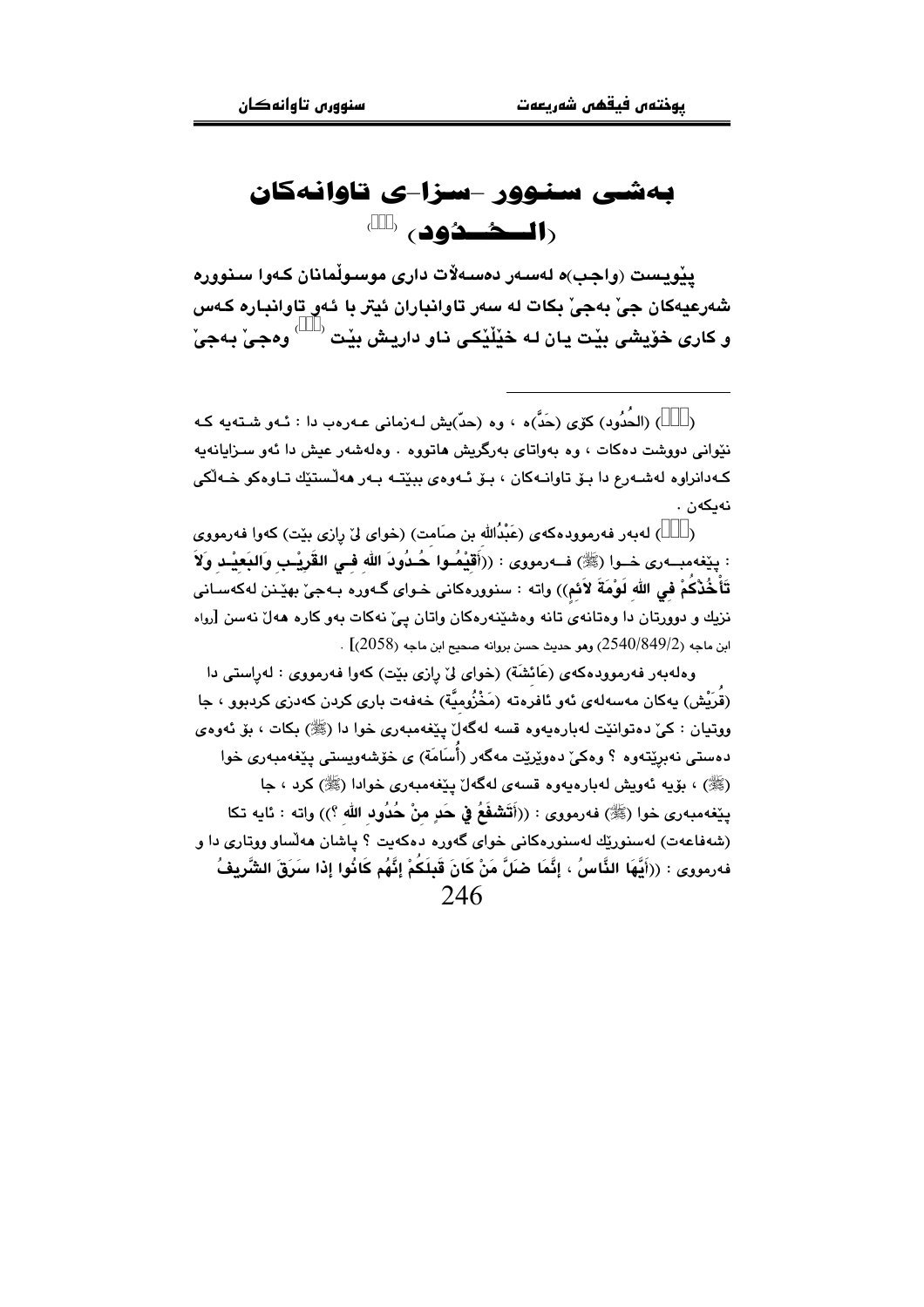# بەشی سنوور -سزا-ی تاوانەكان (الـحُـدُود) [١]

پێویست (واجب)ە لەسەر دەسەڵاتداری موسوڵمانان كەوا سنوورە شەرعیەكان جێ بەجێ بكات لە سەر تاوانباران ئیتر با ئەو تاوانبارە كەس و كاری خۆیشی بێت یان لە خێڵێكی ناو داریش بێت [٢] وەجێ بەجێ

---

([١]) (الحُدُود) كۆی (حَدًّ)ە ، وە (حدّ)یش لەزمانی عەرەب دا : ئەو شتەیە كە نێوانی دووشت دەكات ، وە بەواتای بەرگریش هاتووە . وەلەشەر عیش دا ئەو سزایانەیە كەدانراوە لەشەرع دا بۆ تاوانەكان ، بۆ ئەوەی ببێتە بەر هەڵستێك تاوەكو خەڵكی نەیكەن .

([٢]) لەبەر فەرموودەكەی (عَبْدُالله بن صَامت) (خوای لێ ڕازی بێت) كەوا فەرمووی : پێغەمبەری خوا (ﷺ) فەرمووی : ((**أَقِيْمُوا حُدُودَ اللهِ فِي القَرِيْبِ وَالبَعِيْدِ وَلاَ تَأْخُذْكُمْ فِي اللهِ لَوْمَةَ لاَئِمٍ**)) واتە : سنوورەكانی خوای گەورە بەجێ بهێنن لەكەسانی نزیك و دوورتان دا وەتانەی تانە وەشێنەرەكان واتان پێ نەكات بەو كارە هەڵ نەسن [رواه ابن ماجه (2540/849/2) وهو حديث حسن بروانە صحيح ابن ماجه (2058)] .

وەلەبەر فەرموودەكەی (عَائشَة) (خوای لێ ڕازی بێت) كەوا فەرمووی : لەڕاستی دا (قُرَیْش) یەكان مەسەلەی ئەو ئافرەتە (مَخْزُومیَّة) خەفەت باری كردن كەدزی كردبوو ، جا ووتیان : كێ دەتوانێت لەبارەیەوە قسە لەگەڵ پێغەمبەری خوا دا (ﷺ) بكات ، بۆ ئەوەی دەستی نەبڕێتەوە ؟ وەكێ دەوێرێت مەگەر (أُسَامَة) ی خۆشەویستی پێغەمبەری خوا (ﷺ) ، بۆیە ئەویش لەبارەیەوە قسەی لەگەڵ پێغەمبەری خوادا (ﷺ) كرد ، جا پێغەمبەری خوا (ﷺ) فەرمووی : ((**أَتَشْفَعُ فِي حَدٍ مِنْ حُدُودِ اللهِ ؟**)) واتە : ئایە تكا (شەفاعەت) لەسنورێك لەسنورەكانی خوای گەورە دەكەیت ؟ پاشان هەڵساو ووتاری دا و فەرمووی : ((**أَيُّهَا النَّاسُ ، إِنَّمَا ضَلَّ مَنْ كَانَ قَبلَكُمْ إِنَّهُم كَانُوا إذا سَرَقَ الشَّرِيفُ**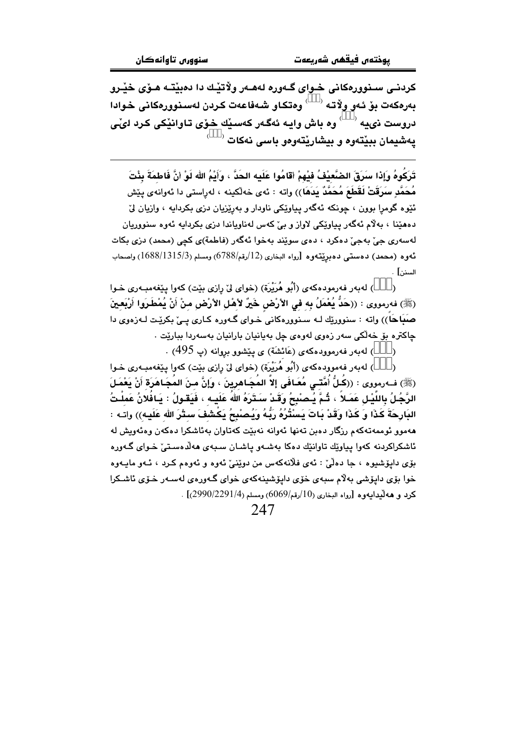کردنی سنوورەکانی خوای گەورە لەهەر وڵاتێك دا دەبێتە هۆی خێرو بەرەکەت بۆ ئەو وڵاتە [ ] وەتکاو شەفاعەت کردن لەسنوورەکانی خوادا دروست نییە [ ] وە باش وایە ئەگەر کەسێك خۆی تاوانێکی کرد لێی پەشیمان ببێتەوە و بیشارێتەوەو باسی نەکات [ ]

---

تَرَكُوهُ وَإذا سَرَقَ الضَّعِيْفُ فِيْهِمْ أقامُوا عَلَيه الحَدَّ ، وَأَيْمُ الله لَوْ أنَّ فَاطمَةَ بِنْتَ مُحَمَّدٍ سَرَقَتْ لَقَطَعَ مُحَمَّدٌ يَدَهَا)) واتە : ئەی خەڵکینە ، لەڕاستی دا ئەوانەی پێش ئێوە گومڕا بوون ، چونکە ئەگەر پیاوێکی ناودار و بەڕێزیان دزی بکردایە ، وازیان لێ دەهێنا ، بەڵام ئەگەر پیاوێکی لاواز و بێ کەس لەناویاندا دزی بکردایە ئەوە سنووریان لەسەری جێ بەجێ دەکرد ، دەی سوێند بەخوا ئەگەر (فاطمة)ی کچی (محمد) دزی بکات ئەوە (محمد) دەستی دەبڕێتەوە [رواه البخاري (12/رقم/6788) ومسلم (1688/1315/3) واصحاب السنن] .

([ ]) لەبەر فەرمودەکەی (أَبُو هُرَيْرَة) (خوای لێ ڕازی بێت) کەوا پێغەمبەری خوا (ﷺ) فەرمووی : ((حَدٌّ يُعْمَلُ بِه فِي الأرْضِ خَيْرٌ لأهْلِ الأرْضِ مِنْ أنْ يُمْطَرَوا أرْبَعِينَ صَبَاحَاً)) واتە : سنوورێك لە سنوورەکانی خوای گەورە کاری پێ بکرێت لەزەوی دا چاکترە بۆ خەڵکی سەر زەوی لەوەی چل بەیانیان بارانیان بەسەردا ببارێت .

([ ]) لەبەر فەرموودەکەی (عَائِشَة) ی پێشوو بڕوانە (پ 495) .

([ ]) لەبەر فەموودەکەی (أَبُو هُرَيْرَة) (خوای لێ ڕازی بێت) کەوا پێغەمبەری خوا (ﷺ) فەرمووی : ((كُلُّ أُمَّتِي مُعَافَى إلاَّ المُجَاهِرِينَ ، وَإنَّ مِنَ المُجَاهَرَةِ أنْ يَعْمَلَ الرَّجُلُ بِاللَّيْلِ عَمَلاً ، ثُمَّ يُصْبِحُ وَقَدْ سَتَرَهُ اللهُ عَلَيه ، فَيَقُولُ : يَافُلانُ عَمِلْتُ البَارِحَةَ كَذَا وَ كَذَا وَقَدْ بَاتَ يَسْتُرُهُ رَبُّهُ وَيُصْبِحُ يَكْشِفُ سِتْرَ الله عَلَيه)) واتە : هەموو ئوممەتەکەم ڕزگار دەبن تەنها ئەوانە نەبێت کەتاوان بەئاشکرا دەکەن وەئەویش لە ئاشکراکردنە کەوا پیاوێك تاوانێك دەکا بەشەو پاشان سبەی هەڵدەستێ خوای گەورە بۆی داپۆشیوە ، جا دەڵێ : ئەی فڵانەکەس من دوێنێ ئەوە و ئەوەم کرد ، ئەو مایەوە خوا بۆی داپۆشی بەڵام سبەی خۆی داپۆشینەکەی خوای گەورەی لەسەر خۆی ئاشکرا کرد و هەڵیدایەوە [رواه البخاري (10/رقم/6069) ومسلم (2990/2291/4)] .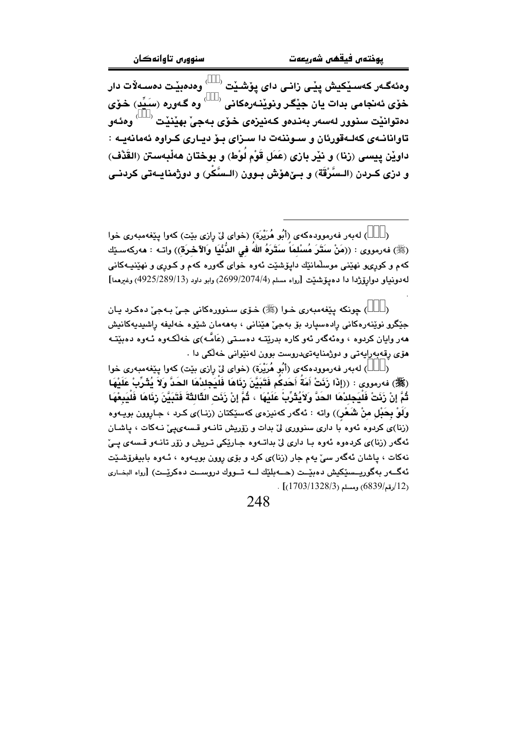وەئەگەر کەسێکیش پێی زانی دای پۆشێت ([ ]) وەدەبێت دەسەڵات دار خۆی ئەنجامی بدات یان جێگر ونوێنەرەکانی ([ ]) وە گەورە (سَیِّد) خۆی دەتوانێت سنوور لەسەر بەندەو کەنیزەی خۆی بەجێ بهێنێت ([ ]) وەئەو تاوانانەی کەلەقورئان و سوننەت دا سزای بۆ دیاری کراوە ئەمانەیە : داوێن پیسی (زنا) و نێر بازی (عَمَل قَوْم لُوْط) و بوختان هەڵبەستن (القَذْف) و دزی کردن (السَّرْقَة) و بێهۆش بوون (السَّکْر) و دوژمنایەتی کردنی

---

([ ]) لەبەر فەرموودەکەی (أَبُو هُرَيْرَة) (خوای لێ ڕازی بێت) کەوا پێغەمبەری خوا (ﷺ) فەرمووی : ((مَنْ سَتَرَ مُسْلِماً سَتَرَهُ اللهُ فِي الدُّنْيَا وَالآخِرَةِ)) واتە : هەرکەسێك کەم و کوڕیو نهێنی موسڵمانێك داپۆشێت ئەوە خوای گەورە کەم و کوڕی و نهێنیەکانی لەدونیاو دوارۆژدا دا دەپۆشێت [رواه مسلم (2699/2074/4) وابو داود (4925/289/13) وغيرهما] .

([ ]) چونکە پێغەمبەری خوا (ﷺ) خۆی سنوورەکانی جێ بەجێ دەکرد یان جێگرو نوێنەرەکانی ڕادەسپارد بۆ بەجێ هێنانی ، بەهەمان شێوە خەلیفە ڕاشیدیەکانیش هەر وایان کردوە ، وەئەگەر ئەو کارە بدرێتە دەستی (عَامَّە)ی خەڵکەوە ئەوە دەبێتە هۆی ڕقەبەرایەتی و دوژمنایەتیدروست بوون لەنێوانی خەڵکی دا .

([ ]) لەبەر فەرموودەکەی (أَبُو هُرَيْرَة) (خوای لێ ڕازی بێت) کەوا پێغەمبەری خوا (ﷺ) فەرمووی : ((إِذَا زَنَتْ أَمَةُ أَحَدِكُم فَتَبَيَّنَ زِنَاهَا فَلْيَجلِدْهَا الحَدَّ وَلاَ يُثَرِّبْ عَلَيْهَا ثُمَّ إِنْ زَنَتْ فَلْيَجلِدْهَا الحَدَّ وَلاَيُثَرِّبْ عَلَيْهَا ، ثُمَّ إِنْ زَنَت الثَّالِثَةَ فَتَبَيَّنَ زِنَاهَا فَلْيَبِعْهَا وَلَوْ بِحَبْلٍ مِنْ شَعْرٍ)) واتە : ئەگەر کەنیزەی کەسێکتان (زنا)ی کرد ، جاروون بویەوە (زنا)ی کردوە ئەوە با داری سنووری لێ بدات و زۆریش تانەو قسەیپێ نەکات ، پاشان ئەگەر (زنا)ی کردەوە ئەوە با داری لێ بداتەوە جارێکی تریش و زۆر تانەو قسەی پێ نەکات ، پاشان ئەگەر سێ یەم جار (زنا)ی کرد و بۆی ڕوون بویەوە ، ئەوە بابیفرۆشێت ئەگەر بەگوریسێکیش دەبێت (حەبلێك لە تووك دروست دەکرێت) [رواه البخاري (12/رقم/6839) ومسلم (1703/1328/3)] .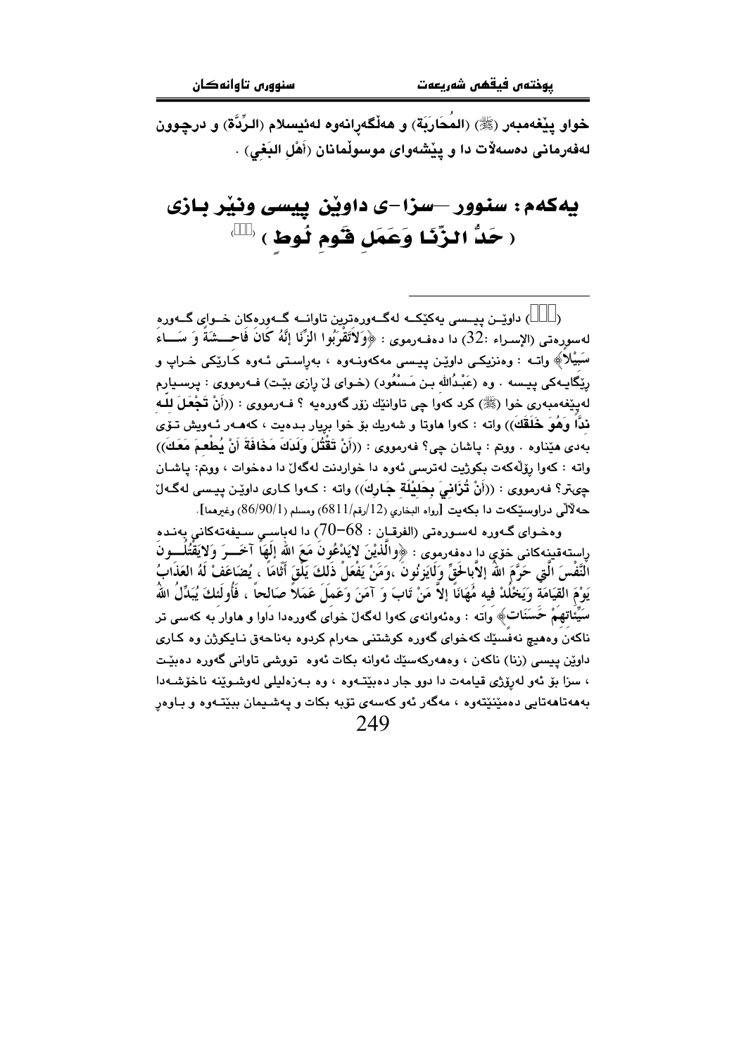خواو پێغەمبەر (ﷺ) (المُحَارَبَة) و هەڵگەڕانەوە لەئیسلام (الرِّدَّة) و درچوون لەفەرمانی دەسەلأت دا و پێشەوای موسوڵمانان (أَهْل البَغِي) .

# یەکەم: سنوور –سزا–ی داوێن پیسی ونێر بازی ( حَدُّ الزِّنَا وَعَمَل قَوم لُوط ) [ ]

---

( ) داوێن پیسی یەکێکە لەگەورەترین تاوانە گەورەکان خوای گەورە لەسورەتی (الإسراء :32) دا دەفەرموی : ﴿وَلاَتَقْرَبُوا الزِّنَا إِنَّهُ كَانَ فَاحِشَةً وَ سَاءَ سَبِيْلاً﴾ واتە : وەنزیکی داوێن پیسی مەکەونەوە ، بەڕاستی ئەوە کارێکی خراپ و ڕێگایەکی پیسە . وە (عَبْدُالله بن مَسْعُود) (خوای لێ ڕازی بێت) فەرمووی : پرسیارم لەپێغەمبەری خوا (ﷺ) کرد کەوا چی تاوانێك زۆر گەورەیە ؟ فەرمووی : ((أَنْ تَجْعَلَ لِلَّهِ نِدًّا وَهُوَ خَلَقَكَ)) واتە : کەوا هاوتا و شەریك بۆ خوا بڕیار بدەیت ، کەهەر ئەویش تۆی بەدی هێناوە . ووتم : پاشان چی؟ فەرمووی : ((أَنْ تَقْتُلَ وَلَدَكَ مَخَافَةَ أَنْ يُطْعِمَ مَعَكَ)) واتە : کەوا ڕۆڵەکەت بکوژیت لەترسی ئەوە دا خواردنت لەگەڵ دا دەخوات ، ووتم: پاشان چی‌تر؟ فەرمووی : ((أَنْ تُزَانِيَ بِحَلِيْلَةِ جَارِكَ)) واتە : کەوا کاری داوێن پیسی لەگەڵ حەلاڵی دراوسێکەت دا بکەیت [رواه البخاري (12/رقم/6811) ومسلم (86/90/1) وغيرهما].

وەخوای گەورە لەسورەتی (الفرقان : 68–70) دا لەباسی سیفەتەکانی بەندە ڕاستەقینەکانی خۆی دا دەفەرموی : ﴿وَالَّذِيْنَ لاَيَدْعُونَ مَعَ اللهِ إِلَهًا آخَرَ وَلاَيَقْتُلُونَ النَّفْسَ الَّتِي حَرَّمَ اللهُ إِلاَّ بِالْحَقِّ وَلاَيَزْنُونَ ،وَمَنْ يَفْعَلْ ذَلِكَ يَلْقَ أَثَامًا ، يُضَاعَفْ لَهُ العَذَابُ يَوْمَ القِيَامَةِ وَيَخْلُدْ فِيه مُهَانًا إِلاَّ مَنْ تَابَ وَ آمَنَ وَعَمِلَ عَمَلاً صَالِحاً ، فَأُولَئِكَ يُبَدِّلُ اللهُ سَيِّئَاتِهِمْ حَسَنَاتٍ﴾ واتە : وەئەوانەی کەوا لەگەڵ خوای گەورەدا داوا و هاوار بە کەسی تر ناکەن وەهیچ نەفسێك کەخوای گەورە حەرام کردوە بەناحەق نایکوژن وە کاری داوێن پیسی (زنا) ناکەن ، وەهەرکەسێك ئەوانە بکات ئەوە تووشی تاوانی گەورە دەبێت ، سزا بۆ ئەو لەڕۆژی قیامەت دا دوو جار دەبێتەوە ، وە بەزەلیلی لەوشوێنە ناخۆشەدا بەهەتاهەتایی دەمێنێتەوە ، مەگەر ئەو کەسەی تۆبە بکات و پەشیمان ببێتەوە و باوەڕ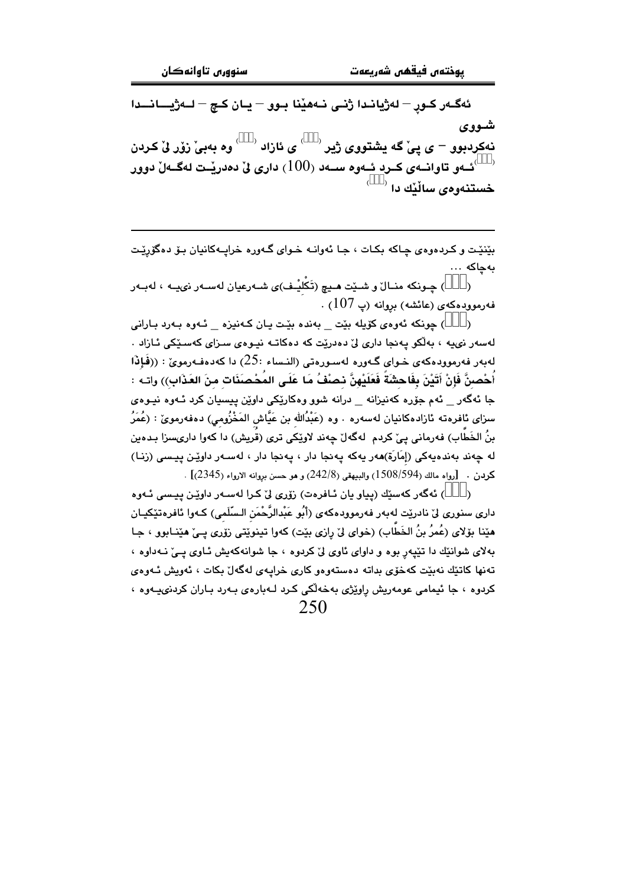**ئەگەر کوڕ – لەژیانـدا ژنـی نـەهێنا بـوو – یـان کـچ – لـەژیـانـدا شـووی نەکردبوو – ی پێ گە یشتووی ژیر () ی ئازاد () وە بەبێ زۆر لێ کردن () ئـەو تاوانـەی کـرد ئـەوە سـەد (100) داری لێ دەدرێـت لەگـەڵ دوور خستنەوەی ساڵێك دا ()**

---

بێنێت و کردەوەی چاکە بکات ، جا ئەوانە خـوای گـەورە خراپـەکانیان بـۆ دەگۆڕێت بەچاکە ...

() چـونکە منـاڵ و شـێت هـیچ (تَكْلِيْـف)ی شـەرعیان لەسـەر نییـە ، لەبـەر فەرموودەکەی (عائشه) بڕوانە (پ 107) .

() چونکە ئەوەی کۆیلە بێت _ بەندە بێت یان کەنیزە _ ئـەوە بـەرد بـارانی لەسەر نییە ، بەڵکو پەنجا داری لێ دەدرێت کە دەکاتـە نیـوەی سـزای کەسـێکی ئـازاد . لەبەر فەرموودەکەی خـوای گـەورە لەسـورەتی (النـساء :25) دا کەدەفـەرموێ : ((**فَإِذَا أُحْصِنَّ فَإِنْ أَتَيْنَ بِفَاحِشَةٍ فَعَلَيْهِنَّ نِصْفُ مَا عَلَى المُحْصَنَاتِ مِنَ العَذَابِ**)) واتـە : جا ئەگەر _ ئەم جۆرە کەنیزانە _ درانە شوو وەکارێکی داوێن پیسیان کرد ئـەوە نیـوەی سزای ئافرەتە ئازادەکانیان لەسەرە . وە (عَبْدُالله بن عَيَّاش المَخْزُومِي) دەفەرموێ : (عُمَرُ بنُ الخَطَّاب) فەرمانی پێ کردم لەگەڵ لاوێکی تری (قُريش) دا کەوا داریسزا بـدەین لە چەند بەندەیەکی (إِمَارَة)هەر یەکە پەنجا دار ، پەنجا دار ، لەسـەر داوێـن پیـسی (زنـا) کردن . [رواه مالك (1508/594) والبيهقي (242/8) و هو حسن بڕوانە الارواء (2345)] .

() ئەگەر کەسێك (پیاو یان ئـافرەت) زۆری لێ کـرا لەسـەر داوێـن پیـسی ئـەوە داری سنوری لێ نادرێت لەبەر فەرموودەکەی (أَبُو عَبْدالرَّحْمَن الـسّلَمِي) کـەوا ئافرەتێکیـان هێنا بۆلای (عُمرُ بنُ الخَطَّاب) (خوای لێ ڕازی بێت) کەوا تینوێتی زۆری پـێ هێنـابوو ، جـا بەلای شوانێك دا تێپەڕ بوە و داوای ئاوی لێ کردوە ، جا شوانەکەیش ئـاوی پـێ نـەداوە ، تەنها کاتێك نەبێت کەخۆی بداتە دەستەوەو کاری خراپەی لەگەڵ بکات ، ئەویش ئـەوەی کردوە ، جا ئیمامی عومەریش ڕاوێژی بەخەڵکی کـرد لـەبارەی بـەرد بـاران کردنییـەوە ،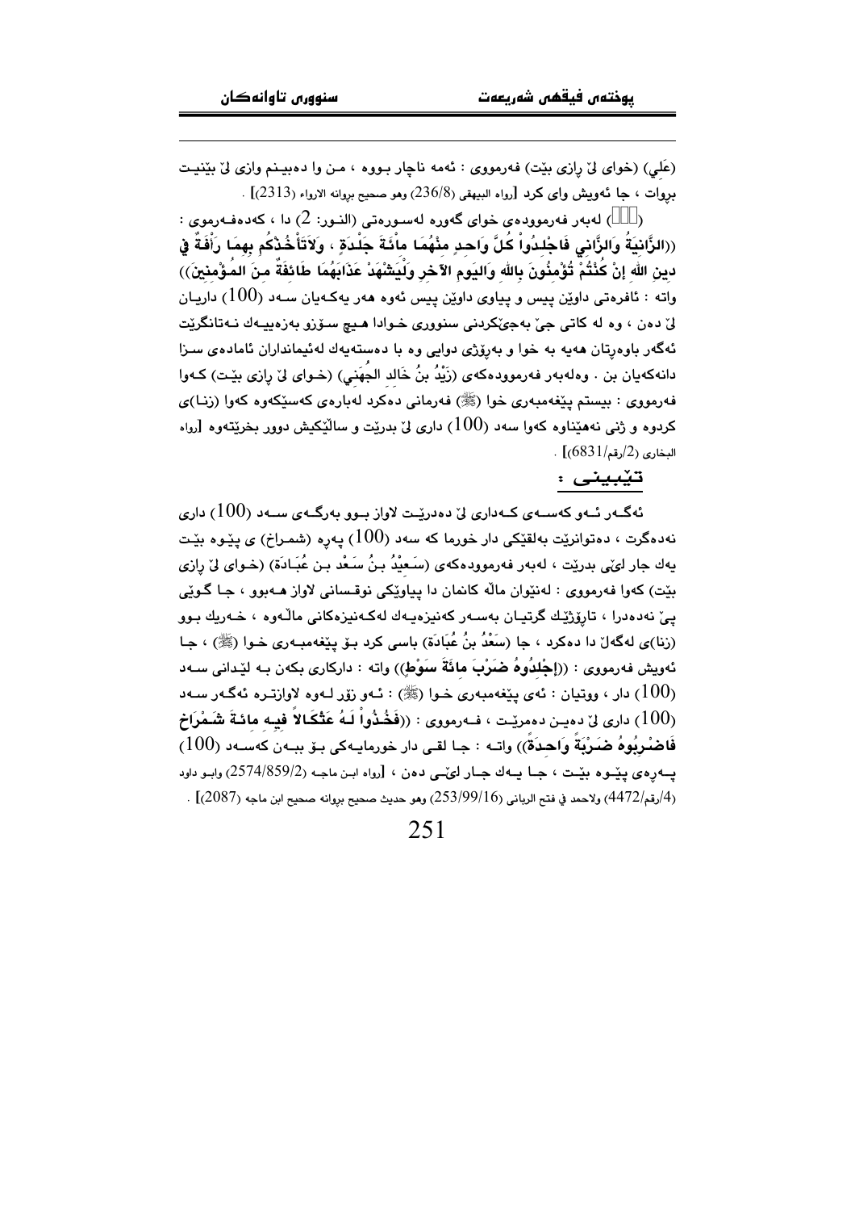(عَلِي) (خوای لێ ڕازی بێت) فەرمووی : ئەمە ناچار بووە ، من وا دەبینم وازی لێ بێنیت بڕوات ، جا ئەویش وای کرد [رواه البيهقي (236/8) وهو صحيح بروانه الارواء (2313)] .

(□□□) لەبەر فەرموودەی خوای گەورە لەسورەتی (النور: 2) دا ، کەدەفەرموێ : ((الزَّانِيَةُ وَالزَّانِي فَاجْلِدُوا كُلَّ وَاحِدٍ مِنْهُمَا مِائَةَ جَلْدَةٍ ، وَلاَتَأْخُذْكُم بِهِمَا رَأْفَةٌ فِي دِينِ اللهِ إنْ كُنْتُمْ تُؤْمِنُونَ بِاللهِ وَاليَومِ الآخِرِ وَلْيَشْهَدْ عَذَابَهُمَا طَائِفَةٌ مِنَ المُؤْمِنِينَ)) واتە : ئافرەتی داوێن پیس و پیاوی داوێن پیس ئەوە هەر یەکەیان سەد (100) داریان لێ دەن ، وە لە کاتی جێ بەجێکردنی سنووری خوادا هیچ سۆزو بەزەییەك نەتانگرێت ئەگەر باوەڕتان هەیە بە خوا و بەڕۆژی دوایی وە با دەستەیەك لەئیمانداران ئامادەی سزا دانەکەیان بن . وەلەبەر فەرموودەکەی (زَيْدُ بنُ خَالِد الجُهَني) (خوای لێ ڕازی بێت) کەوا فەرمووی : بیستم پێغەمبەری خوا (ﷺ) فەرمانی دەکرد لەبارەی کەسێکەوە کەوا (زنا)ی کردوە و ژنی نەهێناوە کەوا سەد (100) داری لێ بدرێت و ساڵێکیش دوور بخرێتەوە [رواه البخاري (2/رقم/6831)] .

### تێبینی :

ئەگەر ئەو کەسەی کەداری لێ دەدرێت لاواز بوو بەرگەی سەد (100) داری نەدەگرت ، دەتوانرێت بەلقێکی دار خورما کە سەد (100) پەرە (شمراخ) ی پێوە بێت یەك جار لێی بدرێت ، لەبەر فەرموودەکەی (سَعِيْدُ بنُ سَعْد بن عُبَادَة) (خوای لێ ڕازی بێت) کەوا فەرمووی : لەنێوان ماڵە کانمان دا پیاوێکی نوقسانی لاواز هەبوو ، جا گوێی پێ نەدەدرا ، تاڕۆژێك گرتیان بەسەر کەنیزەیەك لەکەنیزەکانی ماڵەوە ، خەریك بوو (زنا)ی لەگەڵ دا دەکرد ، جا (سَعْدُ بنُ عُبَادَة) باسی کرد بۆ پێغەمبەری خوا (ﷺ) ، جا ئەویش فەرمووی : ((إجْلِدُوهُ ضَرْبَ مِائَةَ سَوْطٍ)) واتە : دارکاری بکەن بە لێدانی سەد (100) دار ، ووتیان : ئەی پێغەمبەری خوا (ﷺ) : ئەو زۆر لەوە لاوازترە ئەگەر سەد (100) داری لێ دەین دەمرێت ، فەرمووی : ((فَخُذُواْ لَهُ عَثْكَالاً فِيهِ مِائَةَ شَمْرَاخٍ فَاضْرِبُوهُ ضَرْبَةً وَاحِدَةً)) واتە : جا لقی دار خورمایەکی بۆ ببەن کەسەد (100) پەڕەی پێوە بێت ، جا یەك جار لێی دەن ، [رواه ابن ماجه (2574/859/2) وابو داود (4/رقم/4472) ولاحمد في فتح الرباني (253/99/16) وهو حديث صحيح بروانه صحيح ابن ماجه (2087)] .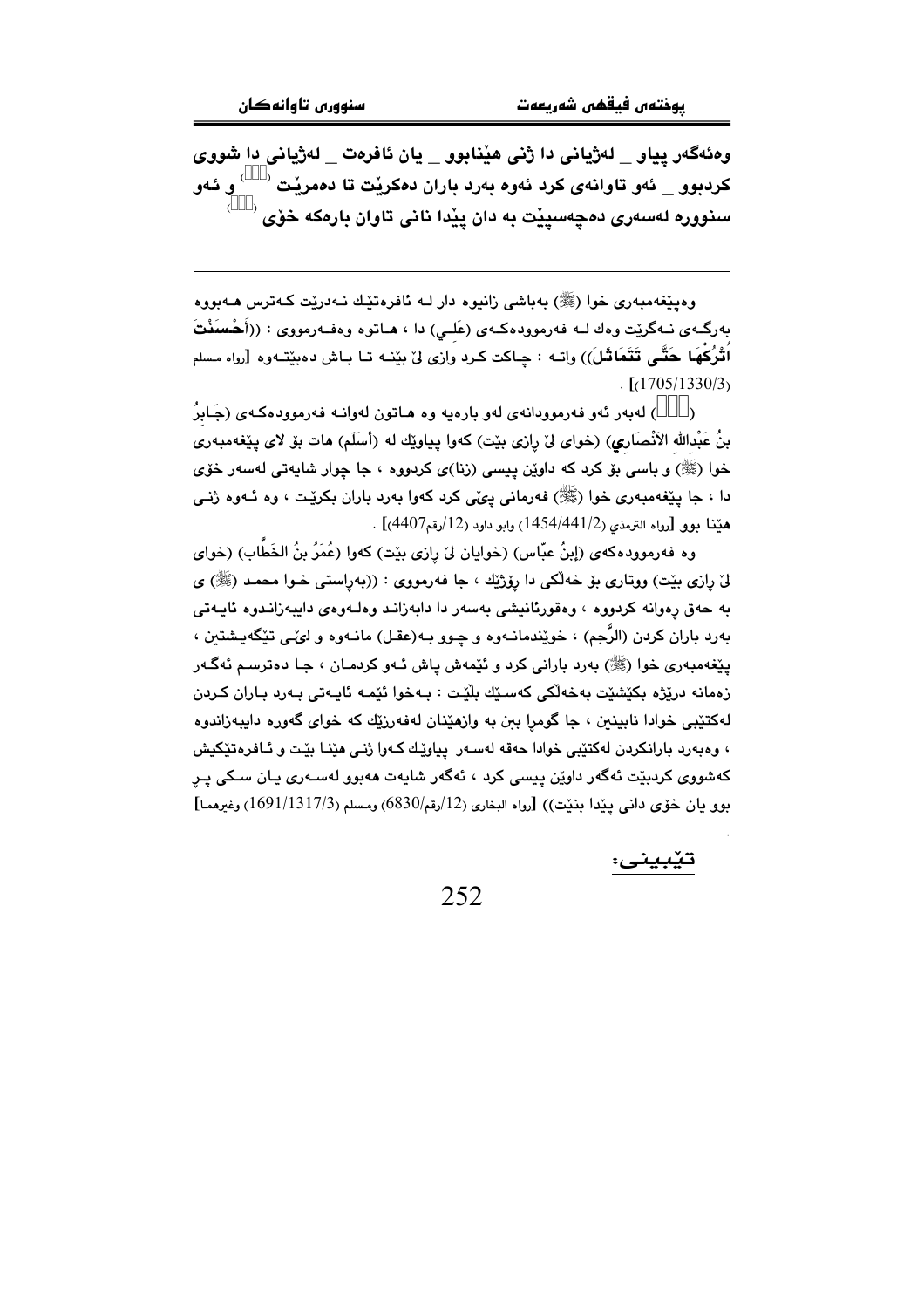**وەئەگەر پیاو _ لەژیانی دا ژنی هێنابوو _ یان ئافرەت _ لەژیانی دا شووی کردبوو _ ئەو تاوانەی کرد ئەوە بەرد باران دەکرێت تا دەمرێت ( ) و ئەو سنوورە لەسەری دەچەسپێت بە دان پێدا نانی تاوان بارەکە خۆی ( )**

---

وەپێغەمبەری خوا (ﷺ) بەباشی زانیوە دار لـە ئافرەتێك نـەدرێت کـەترس هـەبووە بەرگـەی نـەگرێت وەك لـە فەرموودەکـەی (عَلـِي) دا ، هـاتوە وەفـەرمووی : ((أَحْسَنْتَ اُتْرُكْهَا حَتَّى تَتَمَاثَلَ)) واتـە : چاکت کـرد وازی لێ بێنـە تـا بـاش دەبێتـەوە [رواه مسلم (1705/1330/3)] .

( ) لەبەر ئەو فەرموودانەی لەو بارەیە وە هـاتون لەوانـە فەرموودەکـەی (جَابِرُ بنُ عَبْدِالله الأَنْصَارِي) (خوای لێ رازی بێت) کەوا پیاوێك لە (أَسلَم) هات بۆ لای پێغەمبەری خوا (ﷺ) و باسی بۆ کرد کە داوێن پیسی (زنا)ی کردووە ، جا چوار شایەتی لەسەر خۆی دا ، جا پێغەمبەری خوا (ﷺ) فەرمانی پێی کرد کەوا بەرد باران بکرێت ، وە ئـەوە ژنـی هێنا بوو [رواه الترمذي (1454/441/2) وابو داود (12/رقم4407)] .

وە فەرموودەکەی (إبنُ عبّاس) (خوایان لێ رازی بێت) کەوا (عُمَرُ بنُ الخَطَّاب) (خوای لێ رازی بێت) ووتاری بۆ خەڵکی دا رۆژێك ، جا فەرمووی : ((بەراستی خـوا محمـد (ﷺ) ی بە حەق رەوانە کردووە ، وەقورئانیشی بەسەر دا دابەزانـد وەلـەوەی دایبەزانـدوە ئایـەتی بەرد باران کردن (الرَّجم) ، خوێندمانـەوە و چـوو بـە(عقـل) مانـەوە و لێـی تێگەیـشتین ، پێغەمبەری خوا (ﷺ) بەرد بارانی کرد و ئێمەش پاش ئـەو کردمـان ، جـا دەترسـم ئەگـەر زەمانە درێژە بکێشێت بەخەڵکی کەسـێك بڵێـت : بـەخوا ئێمـە ئایـەتی بـەرد بـاران کـردن لەکتێبی خوادا نابینین ، جا گومڕا ببن بە وازهێنان لەفەرزێك کە خوای گەورە دایبەزاندوە ، وەبەرد بارانکردن لەکتێبی خوادا حەقە لەسـەر پیاوێك کـەوا ژنـی هێنـا بێـت و ئـافرەتێکیش کەشووی کردبێت ئەگەر داوێن پیسی کرد ، ئەگەر شایەت هەبوو لەسـەری یـان سـکی پـڕ بوو یان خۆی دانی پێدا بنێت)) [رواه البخاری (12/رقم6830) ومسلم (1691/1317/3) وغیرهما] .

تێبینی: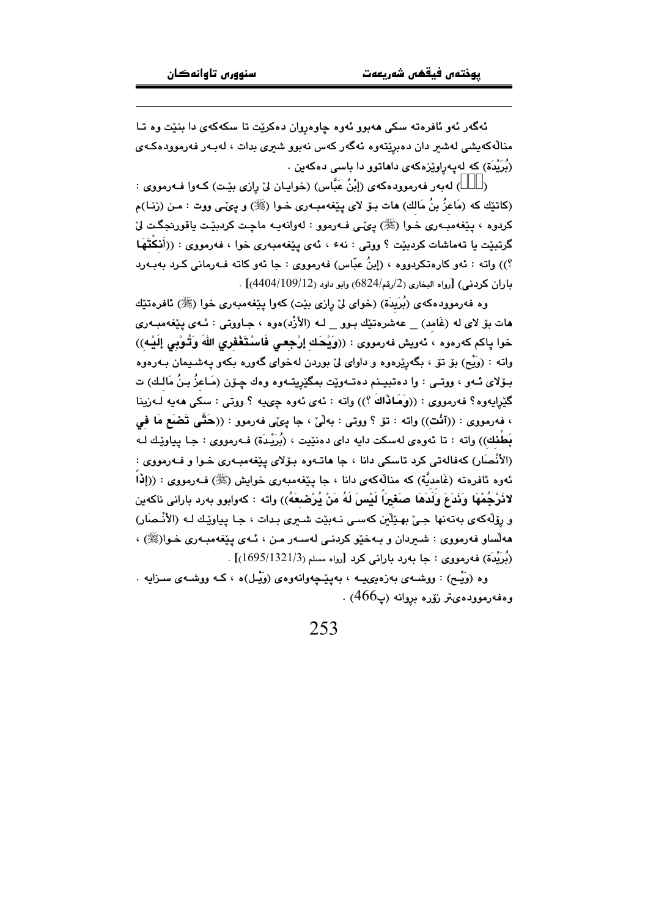ئەگەر ئەو ئافرەتە سکی هەبوو ئەوە چاوەڕوان دەکرێت تا سکەکەی دا بنێت وە تـا منالەکەیشی لەشیر دان دەبڕێتەوە ئەگەر کەس نەبوو شیری بدات ، لەبـەر فەرموودەکـەی (بُرَيْدَة) کە لەپەڕاوێزەکەی داهاتوو دا باسی دەکەین .

(ﷺ) لەبەر فەرموودەکەی (إِبْنُ عَبَّاس) (خوایـان لێ ڕازی بێـت) کـەوا فـەرمووی : (کاتێك کە (مَاعِزُ بنُ مَالك) هات بـۆ لای پێغەمبـەری خـوا (ﷺ) و پێـی ووت : مـن (زنـا)م کردوە ، پێغەمبـەری خـوا (ﷺ) پێـی فـەرموو : لەوانەیـە ماچـت کردبێـت یاقورنجگـت لێ گرتبێت یا تەماشات کردبێت ؟ ووتی : نەء ، ئەی پێغەمبەری خوا ، فەرمووی : ((**أَنَكْتَهَا** ؟)) واتە : ئەو کارەتکردووە ، (إِبنُ عبّاس) فەرمووی : جا ئەو کاتە فـەرمانی کـرد بەبـەرد باران کردنی) [رواه البخاري (2/رقم/6824) وابو داود (4404/109/12)] .

وە فەرموودەکەی (بُرَيدَة) (خوای لێ ڕازی بێت) کەوا پێغەمبەری خوا (ﷺ) ئافرەتێك هات بۆ لای لە (غَامد) _ عەشرەتێك بـوو _ لـە (الأَزْد)ەوە ، جـاووتی : ئـەی پێغەمبـەری خوا پاکم کەرەوە ، ئەویش فەرمووی : ((**وَيْحَك إرْجعي فاسْتَغْفِري اللهَ وَتُوْبِي إِلَيْه**)) واتە : (وَيْح) بۆ تۆ ، بگەڕێرەوە و داوای لێ بوردن لەخوای گەورە بکەو پەشـیمان بـەرەوە بـۆلای ئـەو ، ووتـی : وا دەتبیـنم دەتـەوێت بمگێڕیتـەوە وەك چـۆن (مَـاعِزُ بـنُ مَالـك) ت گێڕایەوە؟ فەرمووی : ((**وَمَاذَاكَ ؟**)) واتە : ئەی ئەوە چیيە ؟ ووتی : سکی هەیە لـەزینا ، فەرمووی : ((**آنْتِ**)) واتە : تۆ ؟ ووتی : بەڵێ ، جا پێی فەرموو : ((**حَتَّى تَضَعَ مَا فِي بَطْنك**)) واتە : تا ئەوەی لەسکت دایە دای دەنێیت ، (بُرَيْدَة) فـەرمووی : جـا پیاوێـك لـە (الأَنْصَار) کەفالەتی کرد تاسکی دانا ، جا هاتـەوە بـۆلای پێغەمبـەری خـوا و فـەرمووی : ئەوە ئافرەتە (غَامدِيَّة) کە منالەکەی دانا ، جا پێغەمبەری خوایش (ﷺ) فـەرمووی : ((**إذاً لانَرْجُمْهَا وَنَدَعَ وَلَدَهَا صَغيراً لَيْسَ لَهُ مَنْ يُرْضِعَهُ**)) واتە : کەوابوو بەرد بارانی ناکەین و ڕۆڵەکەی بەتەنها جـێ بهـێڵین کەسـی نـەبێت شـیری بـدات ، جـا پیاوێـك لـە (الأنْـصَار) هەڵساو فەرمووی : شـیردان و بـەخێو کردنـی لەسـەر مـن ، ئـەی پێغەمبـەری خـوا(ﷺ) ، (بُرَيْدَة) فەرمووی : جا بەرد بارانی کرد [رواه مسلم (1695/1321/3)] .

وە (وَيْـح) : ووشـەی بەزەیيیـە ، بەپێـچەوانەوەی (وَيْـل)ە ، کـە ووشـەی سـزایە . وەفەرموودەیتر زۆرە بڕوانە (پ466) .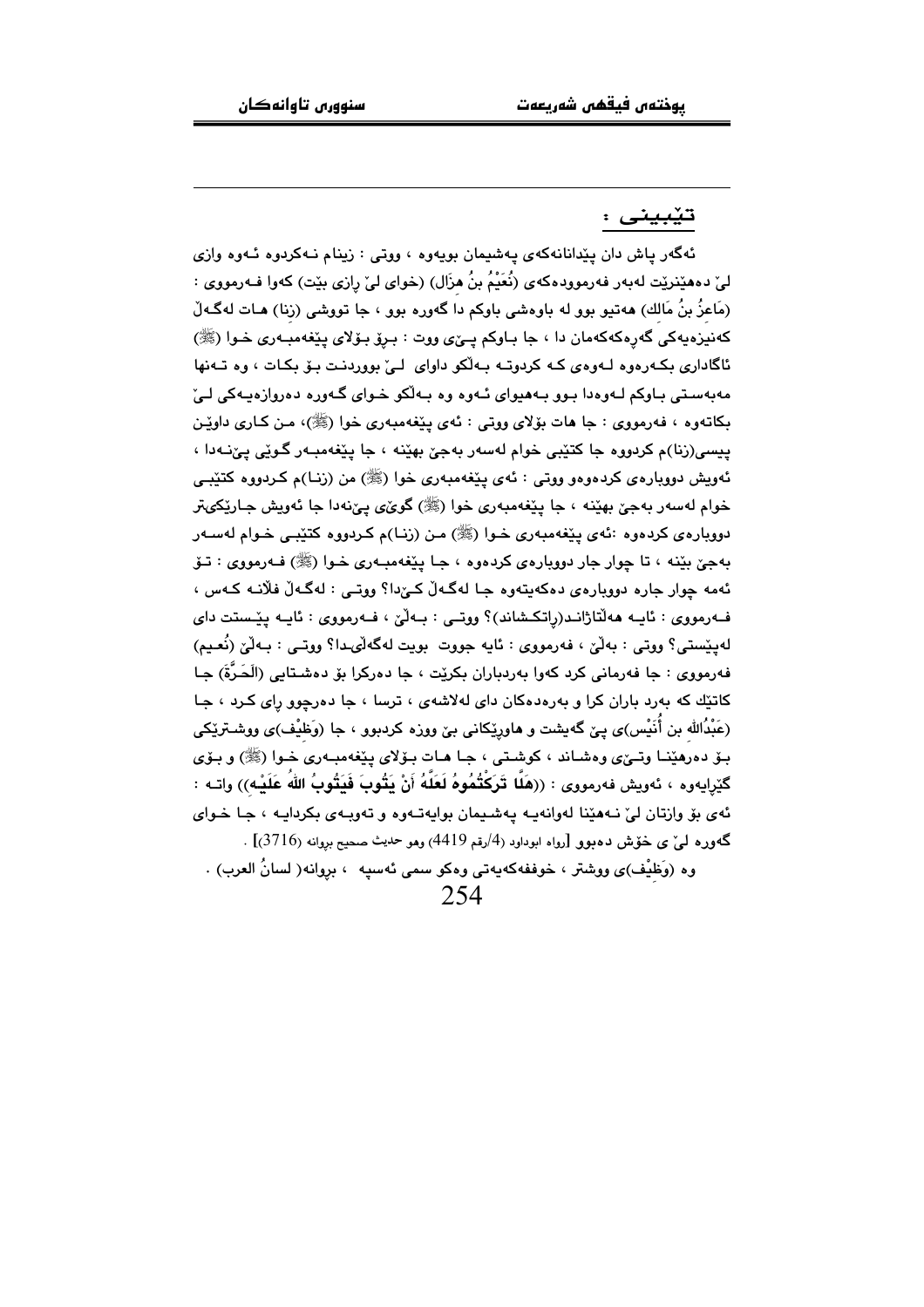## تێبینی :

ئەگەر پاش دان پێدانانەکەی پەشیمان بویەوە ، ووتی : زینام نەکردوە ئەوە وازی لێ دەهێنرێت لەبەر فەرموودەکەی (نُعَيْمُ بنُ هزَال) (خوای لێ ڕازی بێت) کەوا فەرمووی : (مَاعِزُ بنُ مَالك) هەتیو بوو لە باوەشی باوکم دا گەورە بوو ، جا تووشی (زنا) هات لەگەڵ کەنیزەیەکی گەڕەکەکەمان دا ، جا باوکم پێی ووت : بڕۆ بۆلای پێغەمبەری خوا (ﷺ) ئاگاداری بکەرەوە لەوەی کە کردوتە بەڵکو داوای لێ بووردنت بۆ بکات ، وە تەنها مەبەستی باوکم لەوەدا بوو بەهیوای ئەوە وە بەڵکو خوای گەورە دەروازەیەکی لێ بکاتەوە ، فەرمووی : جا هات بۆلای ووتی : ئەی پێغەمبەری خوا (ﷺ)، من کاری داوێن پیسی(زنا)م کردووە جا کتێبی خوام لەسەر بەجێ بهێنە ، جا پێغەمبەر گوێی پێنەدا ، ئەویش دووبارەی کردەوەو ووتی : ئەی پێغەمبەری خوا (ﷺ) من (زنا)م کردووە کتێبی خوام لەسەر بەجێ بهێنە ، جا پێغەمبەری خوا (ﷺ) گوێی پێنەدا جا ئەویش جارێکیتر دووبارەی کردەوە :ئەی پێغەمبەری خوا (ﷺ) من (زنا)م کردووە کتێبی خوام لەسەر بەجێ بێنە ، تا چوار جار دووبارەی کردەوە ، جا پێغەمبەری خوا (ﷺ) فەرمووی : تۆ ئەمە چوار جارە دووبارەی دەکەیتەوە جا لەگەڵ کێدا؟ ووتی : لەگەڵ فلانە کەس ، فەرمووی : ئایە هەڵتاژاند(ڕاتکشاند)؟ ووتی : بەڵێ ، فەرمووی : ئایە پێستت دای لەپێستی؟ ووتی : بەڵێ ، فەرمووی : ئایە جووت بویت لەگەڵیدا؟ ووتی : بەڵێ (نُعیم) فەرمووی : جا فەرمانی کرد کەوا بەردباران بکرێت ، جا دەرکرا بۆ دەشتایی (الْحَرَّة) جا کاتێك کە بەرد باران کرا و بەردەکان دای لەلاشەی ، ترسا ، جا دەرچوو ڕای کرد ، جا (عَبْدُالله بن أُنَيْس)ی پێ گەیشت و هاوڕێکانی بێ ووزە کردبوو ، جا (وَظِيْف)ی ووشترێکی بۆ دەرهێنا وتێی وەشاند ، کوشتی ، جا هات بۆلای پێغەمبەری خوا (ﷺ) و بۆی گێڕایەوە ، ئەویش فەرمووی : ((**هَلَّا تَرَكْتُمُوهُ لَعَلَّهُ أَنْ يَتُوبَ فَيَتُوبُ اللهُ عَلَيْهِ**)) واتە : ئەی بۆ وازتان لێ نەهێنا لەوانەیە پەشیمان بوایەتەوە و تەوبەی بکردایە ، جا خوای گەورە لێ ی خۆش دەبوو [رواه ابوداود (4/رقم 4419) وهو حديث صحيح بروانه (3716)] .

وە (وَظِيْف)ی ووشتر ، خوففەکەیەتی وەکو سمی ئەسپە ، بڕوانە( لسانُ العرب) .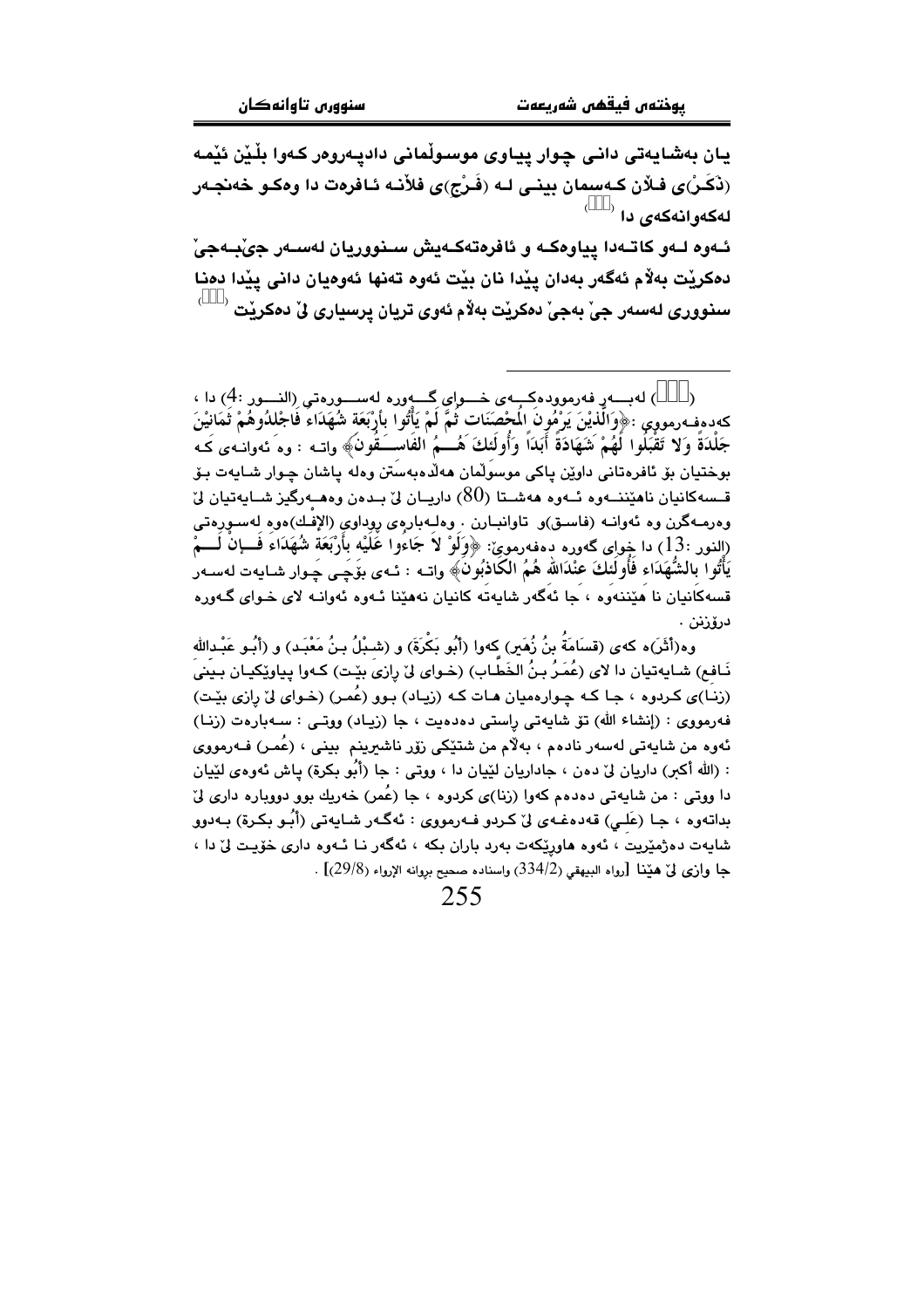یان بەشایەتی دانی چوار پیاوی موسوڵمانی دادپەروەر کەوا بڵێن ئێمە (ذَكَر)ی فلان کەسمان بینی لە (فَرْج)ی فلانە ئافرەت دا وەکو خەنجەر لەکەوانەکەی دا ([])

ئەوە لەو کاتەدا پیاوەکە و ئافرەتەکەیش سنووریان لەسەر جێبەجێ دەکرێت بەڵام ئەگەر بەدان پێدا نان بێت ئەوە تەنها ئەوەیان دانی پێدا دەنا سنووری لەسەر جێ بەجێ دەکرێت بەڵام ئەوی تریان پرسیاری لێ دەکرێت ([])

---

([]) لەبەر فەرموودەکەی خوای گەورە لەسورەتی (النور :4) دا ، کەدەفەرمووێ :﴿وَالَّذِيْنَ يَرْمُونَ الْمُحْصَنَاتِ ثُمَّ لَمْ يَأْتُوا بِأَرْبَعَةِ شُهَدَاءَ فَاجْلِدُوهُمْ ثَمَانِيْنَ جَلْدَةً وَلا تَقْبَلُوا لَهُمْ شَهَادَةً أَبَداً وَأُولَئِكَ هُمُ الفَاسِقُونَ﴾ واتە : وە ئەوانەی کە بوختیان بۆ ئافرەتانی داوێن پاکی موسوڵمان هەڵدەبەستن وەلە پاشان چوار شایەت بۆ قسەکانیان ناهێننەوە ئەوە هەشتا (80) داریان لێ بدەن وەهەرگیز شایەتیان لێ وەرمەگرن وە ئەوانە (فاسق)و تاوانبارن . وەلەبارەی ڕووداوی (الإفك)ەوە لەسورەتی (النور :13) دا خوای گەورە دەفەرمووێ: ﴿وَلَوْ لاَ جَاءُوا عَلَيْهِ بِأَرْبَعَةِ شُهَدَاءَ فَإِنْ لَمْ يَأْتُوا بِالشُّهَدَاءِ فَأُولَئِكَ عِنْدَاللهِ هُمُ الْكَاذِبُونَ﴾ واتە : ئەی بۆچی چوار شایەت لەسەر قسەکانیان نا هێننەوە ، جا ئەگەر شایەتە کانیان نەهێنا ئەوە ئەوانە لای خوای گەورە درۆزنن .

وە(أثَر)ە کەی (قسَامَةُ بنُ زُهَير) کەوا (أبُو بَكْرَةَ) و (شِبْلُ بنُ مَعْبَد) و (أبُو عَبْدالله نَافِع) شایەتیان دا لای (عُمَرُ بنُ الخَطَّاب) (خوای لێ ڕازی بێت) کەوا پیاوێکیان بینی (زنا)ی کردوە ، جا کە چوارەمیان هات کە (زیاد) بوو (عُمر) (خوای لێ ڕازی بێت) فەرمووی : (إنشاء الله) تۆ شایەتی ڕاستی دەدەیت ، جا (زیاد) ووتی : سەبارەت (زنا) ئەوە من شایەتی لەسەر نادەم ، بەڵام من شتێکی زۆر ناشیرینم بینی ، (عُمر) فەرمووی : (الله أكبر) داریان لێ دەن ، جاداریان لێیان دا ، ووتی : جا (أبُو بكرة) پاش ئەوەی لێیان دا ووتی : من شایەتی دەدەم کەوا (زنا)ی کردوە ، جا (عُمر) خەریك بوو دووبارە داری لێ بداتەوە ، جا (عَلي) قەدەغەی لێ کردو فەرمووی : ئەگەر شایەتی (أبُو بكرة) بەدوو شایەت دەژمێریت ، ئەوە هاوڕێکەت بەرد باران بکە ، ئەگەر نا ئەوە داری خۆیت لێ دا ، جا وازی لێ هێنا [رواه البيهقي (334/2) واسناده صحيح بروانه الإرواء (29/8)] .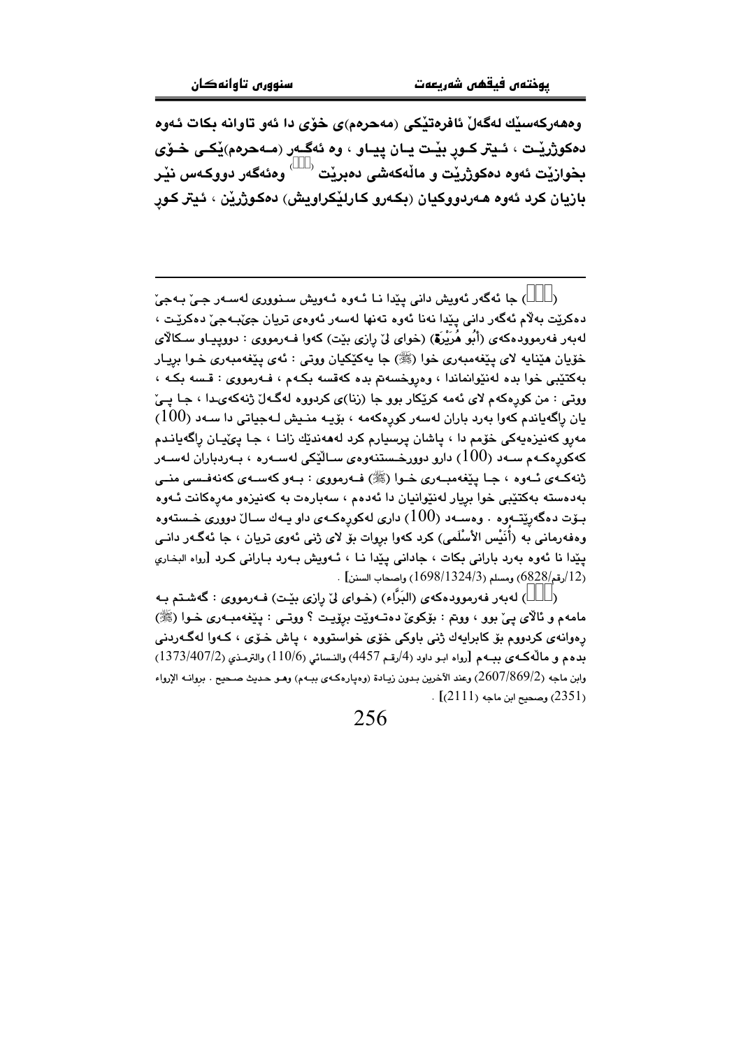وەهەرکەسێك لەگەڵ ئافرەتێکی (مەحرەم)ی خۆی دا ئەو تاوانە بکات ئەوە دەکوژرێت ، ئیتر کوڕ بێت یان پیاو ، وە ئەگەر (مەحرەم)ێکی خۆی بخوازێت ئەوە دەکوژرێت و ماڵەکەشی دەبرێت [ ] وەئەگەر دووکەس نێر بازیان کرد ئەوە هەردووکیان (بکەرو کارلێکراویش) دەکوژرێن ، ئیتر کوڕ

---

([ ]) جا ئەگەر ئەویش دانی پێدا نا ئەوە ئەویش سنووری لەسەر جێ بەجێ دەکرێت بەڵام ئەگەر دانی پێدا نەنا ئەوە تەنها لەسەر ئەوەی تریان جێبەجێ دەکرێت ، لەبەر فەرموودەکەی (أَبُو هُرَيْرَةَ) (خوای لێ ڕازی بێت) کەوا فەرمووی : دووپیاو سکاڵای خۆیان هێنایە لای پێغەمبەری خوا (ﷺ) جا یەکێکیان ووتی : ئەی پێغەمبەری خوا بڕیار بەکتێبی خوا بدە لەنێوانماندا ، وەڕوخسەتم بدە کەقسە بکەم ، فەرمووی : قسە بکە ، ووتی : من کوڕەکەم لای ئەمە کرێکار بوو جا (زنا)ی کردووە لەگەڵ ژنەکەیدا ، جا پێ یان ڕاگەیاندم کەوا بەرد باران لەسەر کوڕەکەمە ، بۆیە منیش لەجیاتی دا سەد (100) مەڕو کەنیزەیەکی خۆمم دا ، پاشان پرسیارم کرد لەهەندێك زانا ، جا پێیان ڕاگەیاندم کەکوڕەکەم سەد (100) دارو دوورخستنەوەی ساڵێکی لەسەرە ، بەردباران لەسەر ژنەکەی ئەوە ، جا پێغەمبەری خوا (ﷺ) فەرمووی : بەو کەسەی کەنەفسی منی بەدەستە بەکتێبی خوا بڕیار لەنێوانیان دا ئەدەم ، سەبارەت بە کەنیزەو مەڕەکانت ئەوە بۆت دەگەڕێتەوە . وەسەد (100) داری لەکوڕەکەی داو یەك ساڵ دووری خستەوە وەفەرمانی بە (أُنَيْس الأَسْلَمي) کرد کەوا بڕوات بۆ لای ژنی ئەوی تریان ، جا ئەگەر دانی پێدا نا ئەوە بەرد بارانی بکات ، جادانی پێدا نا ، ئەویش بەرد بارانی کرد [رواه البخاري (12/رقم/6828) ومسلم (1698/1324/3) واصحاب السنن] .

([ ]) لەبەر فەرموودەکەی (البَرَّاء) (خوای لێ ڕازی بێت) فەرمووی : گەشتم بە مامەم و ئاڵای پێ بوو ، ووتم : بۆکوێ دەتەوێت بڕۆیت ؟ ووتی : پێغەمبەری خوا (ﷺ) ڕەوانەی کردووم بۆ کابرایەك ژنی باوکی خۆی خواستووە ، پاش خۆی ، کەوا لەگەردنی بدەم و ماڵەکەی ببەم [رواه ابو داود (4/رقم 4457) والنسائي (110/6) والترمذي (1373/407/2) وابن ماجه (2607/869/2) وعند الآخرين بدون زيادة (وەپارەکەی ببەم) وهو حديث صحيح . بروانە الإرواء (2351) وصحيح ابن ماجه (2111)] .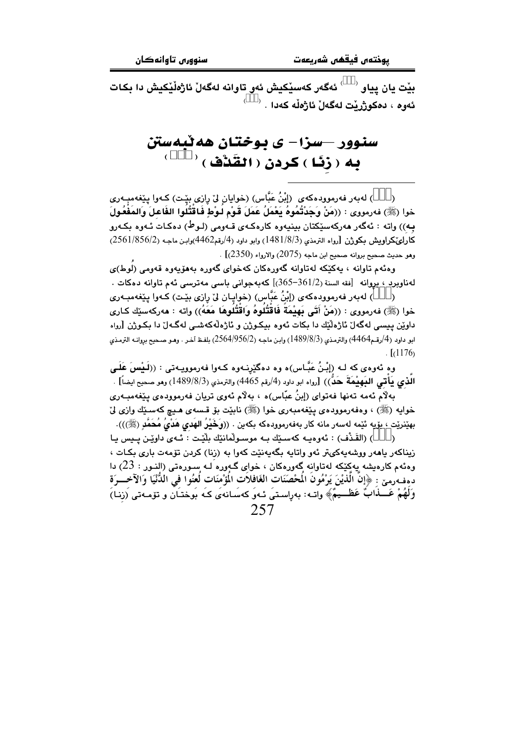بێت یان پیاو ([]) ئەگەر کەسێکیش ئەو تاوانە لەگەڵ ئاژەڵێکیش دا بکات ئەوە ، دەکوژرێت لەگەڵ ئاژەڵە کەدا . ([])

## سنوور –سزا– ی بوختان هەڵبەستن بە ( زِنَا ) کردن ( القَذْف ) ([])

([]) لەبەر فەرموودەکەی (إِبْنُ عَبَّاس) (خوایان لێ رازی بێت) کەوا پێغەمبەری خوا (ﷺ) فەرمووی : ((مَنْ وَجَدْتُمُوهُ يَعْمَلُ عَمَلَ قَوْمِ لُوطٍ فَاقْتُلُوا الفَاعِلَ وَالمَفْعُولَ بِهِ)) واتە : ئەگەر هەرکەسێکتان بینیەوە کارەکەی قەومی (لوط) دەکات ئەوە بکەرو کارلێکراویش بکوژن [رواه الترمذي (1481/8/3) وابو داود (4/رقم4462)وابن ماجه (2561/856/2) وهو حديث صحيح بروانه صحيح ابن ماجه (2075) والارواء (2350)] .

وەئەم تاوانە ، یەکێکە لەتاوانە گەورەکان کەخوای گەورە بەهۆیەوە قەومی (لُوط)ی لەناوبرد ، بروانە [فقه السنة (361/2–365)] کەبەجوانی باسی مەترسی ئەم تاوانە دەکات .

([]) لەبەر فەرموودەکەی (إِبْنُ عَبَّاس) (خوایان لێ رازی بێت) کەوا پێغەمبەری خوا (ﷺ) فەرمووی : ((مَنْ أَتَى بَهِيْمَةً فَاقْتُلُوهُ وَاقْتُلُوهَا مَعَهُ)) واتە : هەرکەسێك کاری داوێن پیسی لەگەڵ ئاژەڵێك دا بکات ئەوە بیکوژن و ئاژەڵەکەشی لەگەڵ دا بکوژن [رواه ابو داود (4/رقم4464) والترمذي (1489/8/3) وابن ماجه (2564/956/2) بلفظ آخر . وهو صحيح بروانه الترمذي (1176)] .

وە ئەوەی کە لە (إِبْنُ عَبَّاس)ەوە دەگێڕنەوە کەوا فەرموویەتی : ((لَيْسَ عَلَى الَّذِي يَأْتِي البَهِيْمَةَ حَدٌّ)) [رواه ابو داود (4/رقم 4465) والترمذي (1489/8/3) وهو صحيح ايضاً] .

بەڵام ئەمە تەنها فەتوای (إبنُ عبّاس)ە ، بەڵام ئەوی تریان فەرموودەی پێغەمبەری خوایە (ﷺ) ، وەفەرموودەی پێغەمبەری خوا (ﷺ) نابێت بۆ قسەی هیچ کەسێك وازی لێ بهێنرێت ، بۆیە ئێمە لەسەر مانە کار بەفەرموودەکە بکەین . ((وَخَيْرُ الهَدْيِ هَدْيُ مُحَمَّدٍ (ﷺ))).

([]) (القَذْف) : ئەوەیە کەسێك بە موسوڵمانێك بڵێت : ئەی داوێن پیس یا زیناکەر یاهەر ووشەیەکیتر ئەو واتایە بگەیەنێت کەوا بە (زنا) کردن تۆمەت باری بکات ، وەئەم کارەیشە یەکێکە لەتاوانە گەورەکان ، خوای گەورە لە سورەتی (النور : 23) دا دەفەرمێ : ﴿إِنَّ الَّذِيْنَ يَرْمُونَ الْمُحْصَنَاتِ الغَافِلاَتِ المُؤْمِنَاتِ لُعِنُوا فِي الدُّنْيَا وَالآخِـرَةِ وَلَهُمْ عَـذَابٌ عَظِـيمٌ﴾ واتە: بەڕاستی ئەو کەسانەی کە بوختان و تۆمەتی (زنا)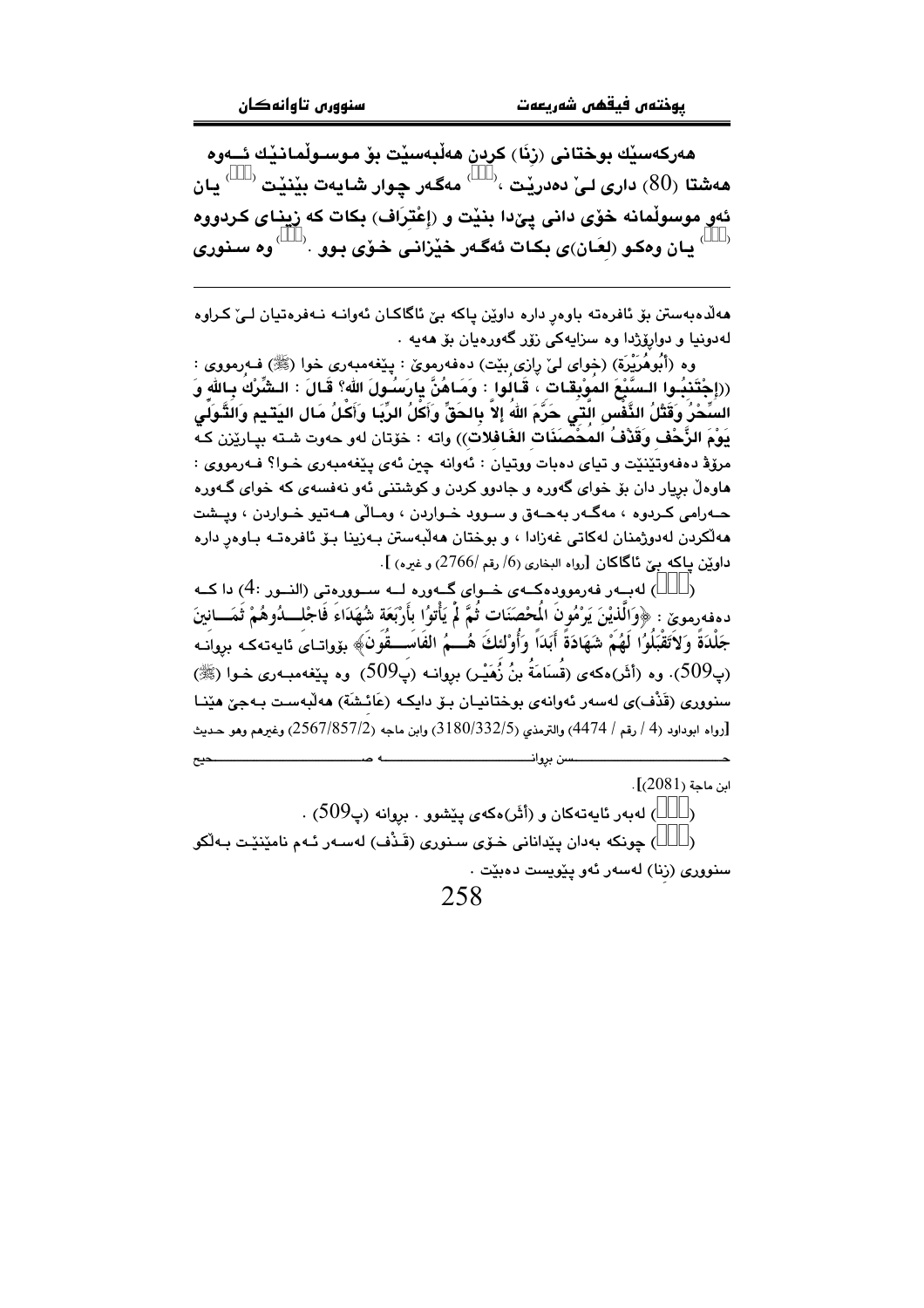هەركەسێك بوختانی (زِنَا) كردن هەڵبەسێت بۆ موسـوڵمانێك ئـەوە هەشتا (80) داری لـێ دەدرێت ،[] مەگەر چوار شایەت بێنێت [] یان ئەو موسوڵمانە خۆی دانی پێدا بنێت و (إعْتِرَاف) بكات كە زینای كردووە [] یان وەكو (لِعَان)ی بكات ئەگەر خێزانی خۆی بوو .[] وە سنوری

---

هەڵدەبەستن بۆ ئافرەتە باوەڕ دارە داوێن پاكە بێ ئاگاكان ئەوانـە نـەفرەتیان لـێ كـراوە لەدونیا و دوارۆژدا وە سزایەكی زۆر گەورەیان بۆ هەیە .

وە (أَبُوهُرَيْرَة) (خوای لێ ڕازی بێت) دەفەرموێ : پێغەمبەری خوا (ﷺ) فـەرمووی : ((إِجْتَنِبُوا السَّبْعَ المُوبِقَات ، قَالُوا : وَمَاهُنَّ يارَسُولَ اللهِ؟ قَالَ : الشِّرْكُ بِاللهِ وَ السِّحْرُ وَقَتْلُ النَّفْسِ الَّتِي حَرَّمَ اللهُ إلاَّ بِالحَقِّ وَأَكْلُ الرِّبَا وَأَكْلُ مَال اليَتِيم وَالتَّوَلِّي يَوْمَ الزَّحْفِ وَقَذْفُ المُحْصَنَاتِ الغَافِلاتِ)) واتە : خۆتان لەو حەوت شتە بپارێزن كە مرۆڤ دەفەوتێنێت و تیای دەبات ووتیان : ئەوانە چین ئەی پێغەمبەری خوا؟ فەرمووی : هاوەڵ بریار دان بۆ خوای گەورە و جادوو كردن و كوشتنی ئەو نەفسەی كە خوای گەورە حەرامی كردوە ، مەگەر بەحەق و سوود خواردن ، ومالی هەتیو خواردن ، وپشت هەڵكردن لەدوژمنان لەكاتی غەزادا ، و بوختان هەڵبەستن بەزینا بۆ ئافرەتە باوەڕ دارە داوێن پاكە بێ ئاگاكان [رواه البخاري (6/ رقم /2766) و غيره) ].

([]) لەبەر فەرموودەكەی خوای گەورە لە سوورەتی (النور :4) دا كە دەفەرموێ : ﴿وَالَّذِيْنَ يَرْمُونَ الْمُحْصَنَاتِ ثُمَّ لَمْ يَأْتُوا بِأَرْبَعَة شُهَدَاءَ فَاجْلِدُوهُمْ ثَمَانِينَ جَلْدَةً وَلاَتَقْبَلُوا لَهُمْ شَهَادَةً أَبَداً وَأُوْلئكَ هُمُ الفَاسِقُونَ﴾ بۆواتای ئایەتەكە بروانە (پ509). وە (أَثَر)ەكەی (قُسَامَةُ بنُ زُهَيْر) بروانە (پ509) وە پێغەمبەری خوا (ﷺ) سنووری (قَذْف)ی لەسەر ئەوانەی بوختانیان بۆ دایكە (عَائِشَة) هەڵبەست بەجێ هێنا [رواه ابوداود (4 / رقم / 4474) والترمذي (3180/332/5) وابن ماجه (2567/857/2) وغيرهم وهو حديث حسن بروانە صحيح ابن ماجة (2081)].

([]) لەبەر ئایەتەكان و (أَثَر)ەكەی پێشوو . بروانە (پ509) .

([]) چونكە بەدان پێدانانی خۆی سنوری (قَذْف) لەسەر ئەم نامێنێت بەڵكو سنووری (زِنا) لەسەر ئەو پێویست دەبێت .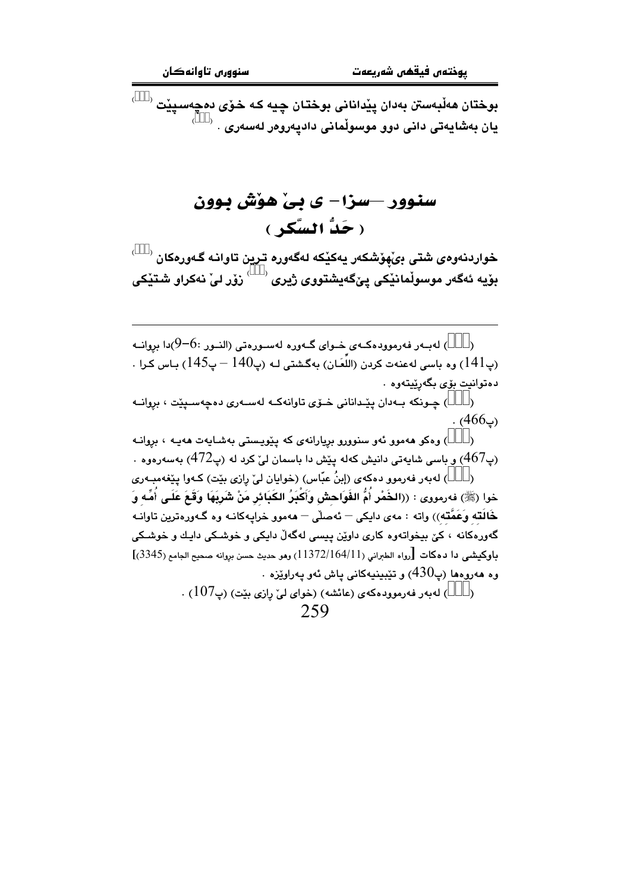بوختان هەڵبەستن بەدان پێدانانی بوختان چیە کە خۆی دەچەسپێت [ ] یان بەشایەتی دانی دوو موسوڵمانی دادپەروەر لەسەری . [ ]

# سنوور —سزا- ی بێ هۆش بوون
## ( حَدُّ السَّکر )

خواردنەوەی شتی بێهۆشکەر یەکێکە لەگەورە ترین تاوانە گەورەکان [ ] بۆیە ئەگەر موسوڵمانێکی پێگەیشتووی ژیری [ ] زۆر لێ نەکراو شتێکی

---

( ) لەبەر فەرموودەکەی خوای گەورە لەسورەتی (النور :6–9)دا بڕوانە (پ141) وە باسی لەعنەت کردن (اللِّعَان) بەگشتی لە (پ140 – پ145) باس کرا . دەتوانیت بۆی بگەڕێیتەوە .

( ) چونکە بەدان پێدانانی خۆی تاوانەکە لەسەری دەچەسپێت ، بڕوانە (پ466) .

( ) وەکو هەموو ئەو سنوورو بڕیارانەی کە پێویستی بەشایەت هەیە ، بڕوانە (پ467) و باسی شایەتی دانیش کەلە پێش دا باسمان لێ کرد لە (پ472) بەسەرەوە .

( ) لەبەر فەرموو دەکەی (اِبنُ عبّاس) (خوایان لێ ڕازی بێت) کەوا پێغەمبەری خوا (ﷺ) فەرمووی : ((**الخَمْر أُمُّ الفَوَاحش وَأَكْبَرُ الكَبَائِر مَنْ شَرِبَهَا وَقَعَ عَلَى أُمِّه وَ خَالَتِهِ وَعَمَّتِه**)) واتە : مەی دایکی – ئەصڵی – هەموو خراپەکانە وە گەورەترین تاوانە گەورەکانە ، کێ بیخواتەوە کاری داوێن پیسی لەگەڵ دایکی و خوشکی دایك و خوشکی باوکیشی دا دەکات [رواه الطبراني (11372/164/11) وهو حديث حسن بروانه صحيح الجامع (3345)] وە هەروەها (پ430) و تێبینیەکانی پاش ئەو پەراوێزە .

( ) لەبەر فەرموودەکەی (عائشە) (خوای لێ ڕازی بێت) (پ107) .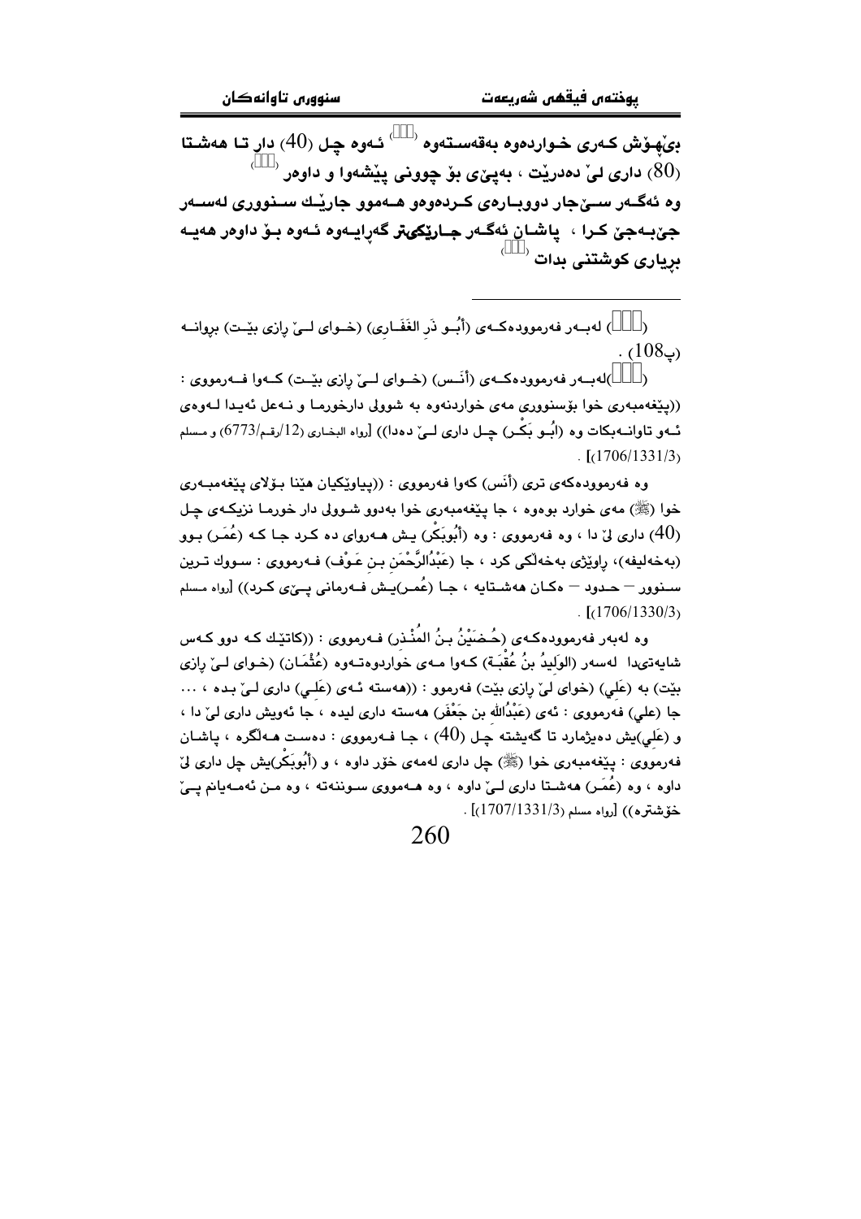**بێهۆش کەری خواردەوە بەقەستەوە () ئەوە چل (40) دار تا هەشتا (80) داری لێ دەدرێت ، بەپێی بۆ چوونی پێشەوا و داوەر ()**

**وە ئەگەر سێجار دووبارەی کردەوەو هەموو جارێك سنووری لەسەر جێبەجێ کرا ، پاشان ئەگەر جارێکیتر گەڕایەوە ئەوە بۆ داوەر هەیە بڕیاری کوشتنی بدات ()**

---

() لەبەر فەرموودەکەی (أَبُو ذَرِ الغَفَارِي) (خوای لێ ڕازی بێت) بڕوانە (پ108) .

()لەبەر فەرموودەکەی (أَنَس) (خوای لێ ڕازی بێت) کەوا فەرمووی : ((پێغەمبەری خوا بۆسنووری مەی خواردنەوە بە شوولی دارخورما و نەعل ئەیدا لەوەی ئەو تاوانەبکات وە (أَبُو بَكْر) چل داری لێ دەدا)) [رواه البخاري (12/رقم/6773) و مسلم (1706/1331/3)] .

وە فەرموودەکەی تری (أَنَس) کەوا فەرمووی : ((پیاوێکیان هێنا بۆلای پێغەمبەری خوا (ﷺ) مەی خوارد بووەوە ، جا پێغەمبەری خوا بەدوو شوولی دار خورما نزیکەی چل (40) داری لێ دا ، وە فەرمووی : وە (أَبُوبَكْر) یش هەروای دە کرد جا کە (عُمَر) بوو (بەخەلیفە)، ڕاوێژی بەخەڵکی کرد ، جا (عَبْدُالرَّحْمَنِ بنِ عَوْف) فەرمووی : سووك ترین سنوور — حدود — وکان هەشتایە ، جا (عُمر)یش فەرمانی پێ ی کرد)) [رواه مسلم (1706/1330/3)] .

وە لەبەر فەرموودەکەی (حُضَيْنُ بنُ المُنْذِر) فەرمووی : ((کاتێك کە دوو کەس شایەتیدا لەسەر (الوَليدُ بنُ عُقْبَة) کەوا مەی خواردوەتەوە (عُثْمَان) (خوای لێ ڕازی بێت) بە (عَلي) (خوای لێ ڕازی بێت) فەرموو : ((هەستە ئەی (عَلي) داری لێ بدە ، ... جا (علي) فەرمووی : ئەی (عَبْدُالله بن جَعْفَر) هەستە داری لیدە ، جا ئەویش داری لێ دا ، و (عَلي)یش دەیژمارد تا گەیشتە چل (40) ، جا فەرمووی : دەست هەڵگرە ، پاشان فەرمووی : پێغەمبەری خوا (ﷺ) چل داری لەمەی خۆر داوە ، و (أَبُوبَكْر)یش چل داری لێ داوە ، وە (عُمَر) هەشتا داری لێ داوە ، وە هەمووی سوننەتە ، وە من ئەمەیانم پێ خۆشترە)) [رواه مسلم (1707/1331/3)] .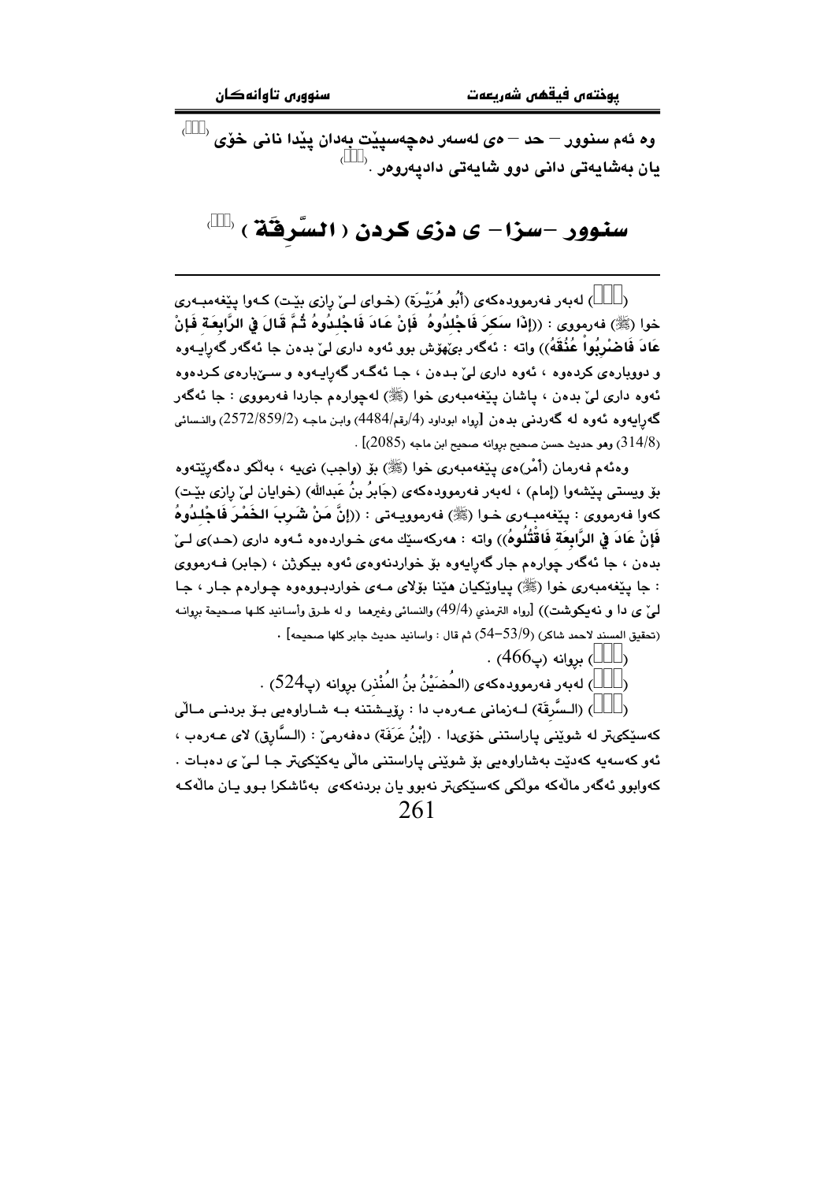وە ئەم سنوور – حد – ەی لەسەر دەچەسپێت بەدان پێدا نانی خۆی [ ] یان بەشایەتی دانی دوو شایەتی دادپەروەر . [ ]

## سنوور –سزا– ی دزی کردن ( السَّرِقَة ) [ ]

---

( ) لەبەر فەرموودەکەی (أَبُو هُرَيْرَة) (خوای لێ ڕازی بێت) کەوا پێغەمبەری خوا (ﷺ) فەرمووی : ((إِذَا سَكِرَ فَاجْلِدُوهُ فَإِنْ عَادَ فَاجْلِدُوهُ ثُمَّ قَالَ فِي الرَّابِعَةِ فَإِنْ عَادَ فَاضْرِبُوا عُنُقَهُ)) واتە : ئەگەر بێهۆش بوو ئەوە داری لێ بدەن جا ئەگەر گەڕایەوە و دووبارەی کردەوە ، ئەوە داری لێ بدەن ، جا ئەگەر گەڕایەوە و سێبارەی کردەوە ئەوە داری لێ بدەن ، پاشان پێغەمبەری خوا (ﷺ) لەچوارەم جاردا فەرمووی : جا ئەگەر گەڕایەوە ئەوە لە گەردنی بدەن [رواه ابوداود (4/رقم/4484) وابن ماجه (2572/859/2) والنسائي (314/8) وهو حديث حسن صحيح بروانە صحيح ابن ماجه (2085)] .

وەئەم فەرمان (أَمْر)ەی پێغەمبەری خوا (ﷺ) بۆ (واجب) نیيە ، بەڵکو دەگەڕێتەوە بۆ ویستی پێشەوا (إمام) ، لەبەر فەرموودەکەی (جَابِرُ بنُ عَبدالله) (خوایان لێ ڕازی بێت) کەوا فەرمووی : پێغەمبەری خوا (ﷺ) فەرموویەتی : ((إِنَّ مَنْ شَرِبَ الخَمْرَ فَاجْلِدُوهُ فَإِنْ عَادَ فِي الرَّابِعَةِ فَاقْتُلُوهُ)) واتە : هەرکەسێك مەی خواردەوە ئەوە داری (حد)ی لێ بدەن ، جا ئەگەر چوارەم جار گەڕایەوە بۆ خواردنەوەی ئەوە بیکوژن ، (جابر) فەرمووی : جا پێغەمبەری خوا (ﷺ) پیاوێکیان هێنا بۆلای مەی خواردبوووەوە چوارەم جار ، جا لێ ی دا و نەیکوشت)) [رواه الترمذي (49/4) والنسائي وغيرهما و له طرق وأسانيد كلها صحيحة بروانە (تحقيق المسند لاحمد شاكر) (53/9–54) ثم قال : واسانيد حديث جابر كلها صحيحه] .

( ) بروانە (پ466) .

( ) لەبەر فەرموودەکەی (الحُضَيْنُ بنُ المُنْذِر) بروانە (پ524) .

( ) (السَّرِقَة) لەزمانی عەرەب دا : ڕۆیشتنە بە شاراوەیی بۆ بردنی ماڵی کەسێکیتر لە شوێنی پاراستنی خۆیدا . (إِبْنُ عَرَفَة) دەفەرمێ : (السَّارِق) لای عەرەب ، ئەو کەسەیە کەدێت بەشاراوەیی بۆ شوێنی پاراستنی ماڵی یەکێکیتر جا لێ ی دەبات . کەوابوو ئەگەر ماڵەکە موڵکی کەسێکیتر نەبوو یان بردنەکەی بەئاشکرا بوو یان ماڵەکە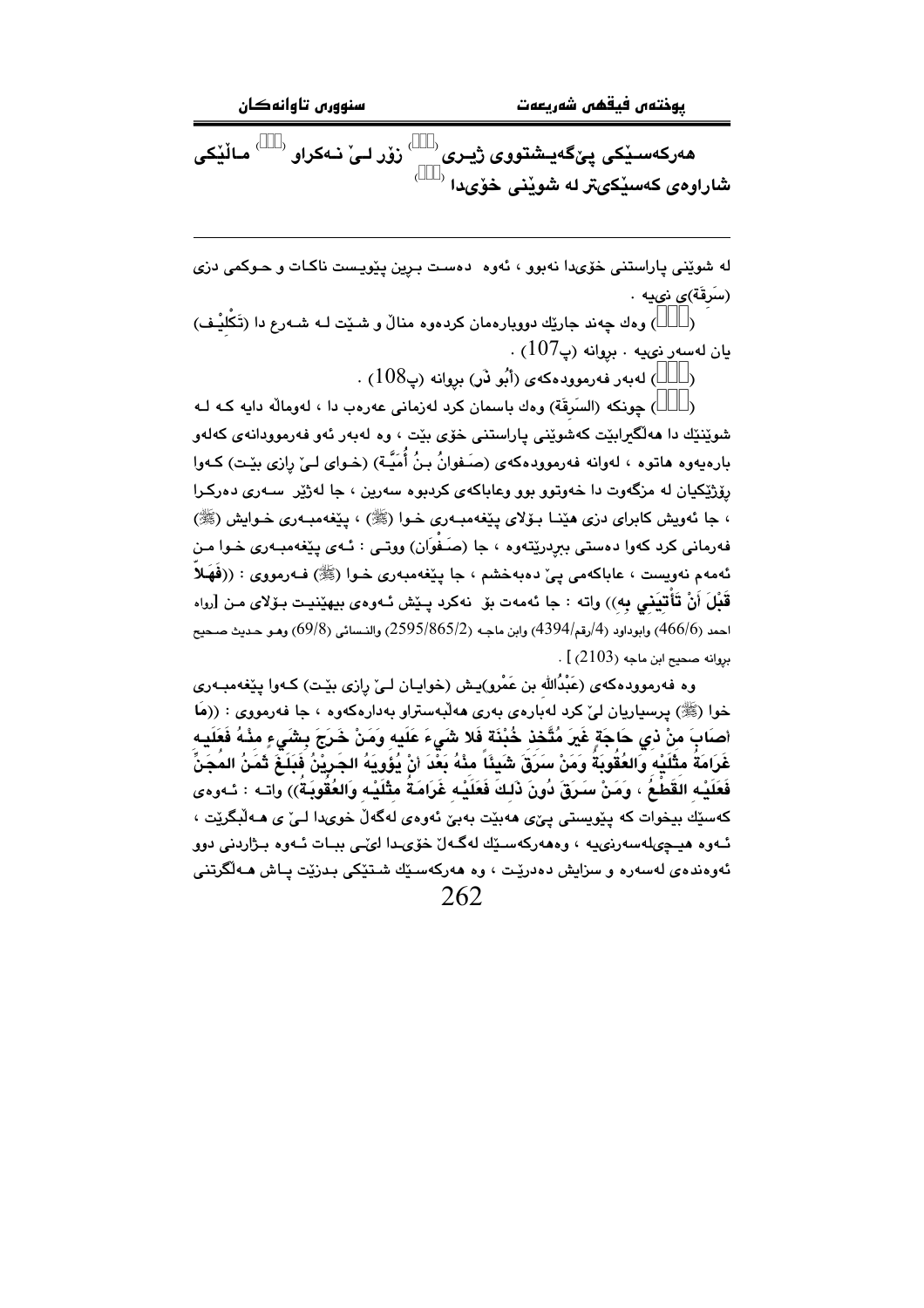هەرکەسێکی پێگەیشتووی ژیری (...) زۆر لێ نەکراو (...)ماڵێکی شاراوەی کەسێکیتر لە شوێنی خۆیدا (...)

---

لە شوێنی پاراستنی خۆیدا نەبوو ، ئەوە دەست بڕین پێویست ناکات و حوکمی دزی (سَرِقَة)ی نییە .

(...) وەك چەند جارێك دووبارەمان کردەوە مناڵ و شێت لە شەرع دا (تَكْلِيْف) یان لەسەر نییە . بڕوانە (پ107) .

(...) لەبەر فەرموودەکەی (أَبُو ذَرْ) بڕوانە (پ108) .

(...) چونکە (السَرِقَة) وەك باسمان کرد لەزمانی عەرەب دا ، لەوماڵە دایە کە لە شوێنێك دا هەڵگیرابێت کەشوێنی پاراستنی خۆی بێت ، وە لەبەر ئەو فەرموودانەی کەلەو بارەیەوە هاتوە ، لەوانە فەرموودەکەی (صَفوانُ بنُ أُمَيَّـة) (خوای لێ ڕازی بێت) کەوا ڕۆژێکیان لە مزگەوت دا خەوتوو بوو وعاباکەی کردبوە سەرین ، جا لەژێر سەری دەرکرا ، جا ئەویش کابرای دزی هێنا بۆلای پێغەمبەری خوا (ﷺ) ، پێغەمبەری خوایش (ﷺ) فەرمانی کرد کەوا دەستی ببڕدرێتەوە ، جا (صَفْوَان) ووتی : ئەی پێغەمبەری خوا من ئەمەم نەویست ، عاباکەمی پێ دەبەخشم ، جا پێغەمبەری خوا (ﷺ) فەرمووی : ((**فَهَلاَّ قَبْلَ أَنْ تَأْتِيَنِي بِهِ**)) واتە : جا ئەمەت بۆ نەکرد پێش ئەوەی بیهێنیت بۆلای من [رواه احمد (466/6) وابوداود (4/رقم/4394) وابن ماجه (2595/865/2) والنسائي (69/8) وهو حديث صحيح بروانه صحيح ابن ماجه (2103) ] .

وە فەرموودەکەی (عَبْدُالله بن عَمْرو)یش (خوایان لێ ڕازی بێت) کەوا پێغەمبەری خوا (ﷺ) پرسیاریان لێ کرد لەبارەی بەری هەڵبەستراو بەدارەکەوە ، جا فەرمووی : ((**مَا أَصَابَ مِنْ ذِي حَاجَةٍ غَيرَ مُتَّخِذ خُبْنَةً فَلا شَيءَ عَلَيه وَمَنْ خَرَجَ بِشَيءٍ مِنْهُ فَعَلَيه غَرَامَةُ مِثْلَيْه وَالعُقُوبَةُ وَمَنْ سَرَقَ شَيئًا مِنْهُ بَعْدَ أَنْ يُؤْوِيَهُ الجَرِيْنُ فَبَلَغَ ثَمَنُ المِجَنِّ فَعَلَيْه القَطْعُ ، وَمَنْ سَرَقَ دُونَ ذَلِكَ فَعَلَيْه غَرَامَةُ مِثْلَيْه وَالعُقُوبَةُ**)) واتە : ئەوەی کەسێك بیخوات کە پێویستی پێی هەبێت بەبێ ئەوەی لەگەڵ خۆیدا لێ ی هەڵبگرێت ، ئەوە هیچیلەسەرنییە ، وەهەرکەسێك لەگەڵ خۆیدا لێی ببات ئەوە بژاردنی دوو ئەوەندەی لەسەرە و سزایش دەدرێت ، وە هەرکەسێك شتێکی بدزێت پاش هەڵگرتنی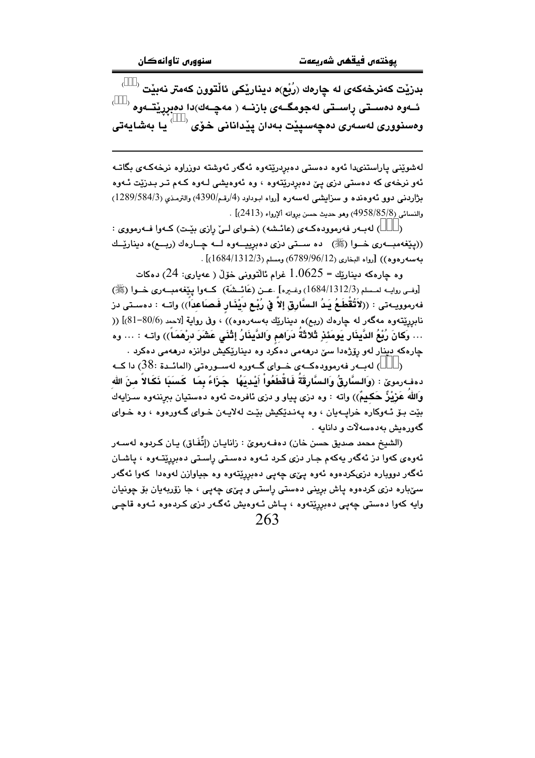بدزێت کەنرخەکەی لە چارەك (رُبْع)ە دینارێکی ئاڵتوون کەمتر نەبێت (...) ئـەوە دەسـتی ڕاسـتی لەجومگـەی بازنـە ( مەچـەك)دا دەبڕدرێتـەوە (...) وەسنووری لەسەری دەچەسپێت بەدان پێدانانی خۆی (...) یا بەشایەتی

---

لەشوێنی پاراستنیدا ئەوە دەستی دەبڕدرێتەوە ئەگەر ئەوشتە دوزراوە نرخەکەی بگاتـە ئەو نرخەی کە دەستی دزی پێ دەبڕدرێتەوە ، وە ئەوەیشی لـەوە کـەم تـر بـدزێت ئـەوە بژاردنی دوو ئەوەندە و سزایشی لەسەرە [رواه ابوداود (4/رقم/4390) والترمذي (1289/584/3) والنسائي (4958/85/8) وهو حديث حسن بروانه ألإرواء (2413)] .

(...) لەبـەر فەرموودەکـەی (عائـشه) (خـوای لـێ ڕازی بێـت) کـەوا فـەرمووی : ((پێغەمبـەری خـوا (ﷺ) دە سـتی دزی دەبڕییـەوە لـە چـارەك (ربـع)ە دینارێـك بەسەرەوە)) [رواه البخاري (6789/96/12) ومسلم (1684/1312/3)] .

وە چارەکە دینارێك = $1.0625$ غرام ئاڵتوونی خۆڵ ( عەیاری: $24$) دەکات [وفـی روایـە لمـسلم (1684/1312/3) وغـیرە] .عـن (عَائـشَة) کـەوا پێغەمبـەری خـوا (ﷺ) فەرموویـەتی : ((لاَتُقْطَعُ يَدُ السَّارِقِ إلاَّ فِي رُبْعِ دِيْنَارٍ فَصَاعِداً)) واتـە : دەسـتی دز نابڕێتەوە مەگەر لە چارەك (ربع)ە دینارێك بەسەرەوە)) ، وفي رواية [لاحمد (80/6-81)] (( ... وَكَانَ رُبْعُ الدِّينَارِ يَوْمَئِذٍ ثَلاثَةُ دَرَاهِمِ وَالدِّينَارُ إثْنَي عَشَرَ دِرْهَمَاً)) واتـە : ... وە چارەکە دینار لەو ڕۆژەدا سێ درهەمی دەکرد وە دینارێکیش دوانزە درهەمی دەکرد .

(...) لەبـەر فەرموودەکـەی خـوای گـەورە لەسـورەتی (المائـدة :$38$) دا کـە دەفـەرموێ : (وَالسَّارِقُ وَالسَّارِقَةُ فَاقْطَعُواْ أَيْدِيَهُمَا جَزَاءً بِمَا كَسَبَا نَكَالاً مِنَ اللهِ وَاللهُ عَزِيْزٌ حَكِيمٌ)) واتە : وە دزی پیاو و دزی ئافرەت ئەوە دەستیان ببڕنەوە سـزایەك بێت بـۆ ئـەوکارە خراپـەیان ، وە پەنـدێکیش بێـت لەلایـەن خـوای گـەورەوە ، وە خـوای گەورەیش بەدەسەڵات و دانایە .

(الشيخ محمد صديق حسن خان) دەفـەرموێ : زانایـان (إتِّفَـاق) یـان کـردوە لەسـەر ئەوەی کەوا دز ئەگەر یەکەم جار دزی کرد ئـەوە دەسـتی ڕاسـتی دەبڕدرێتـەوە ، پاشـان ئەگەر دووبارە دزیکردەوە ئەوە پێی چەپی دەبڕدرێتەوە وە جیاوازن لەوەدا کەوا ئەگەر سێبارە دزی کردەوە پاش برینی دەستی ڕاستی و پێی چەپی ، جا زۆربەیان بۆ چونیان وایە کەوا دەستی چەپی دەبڕدرێتەوە ، پـاش ئـەوەیش ئەگـەر دزی کردەوە ئـەوە قاچـی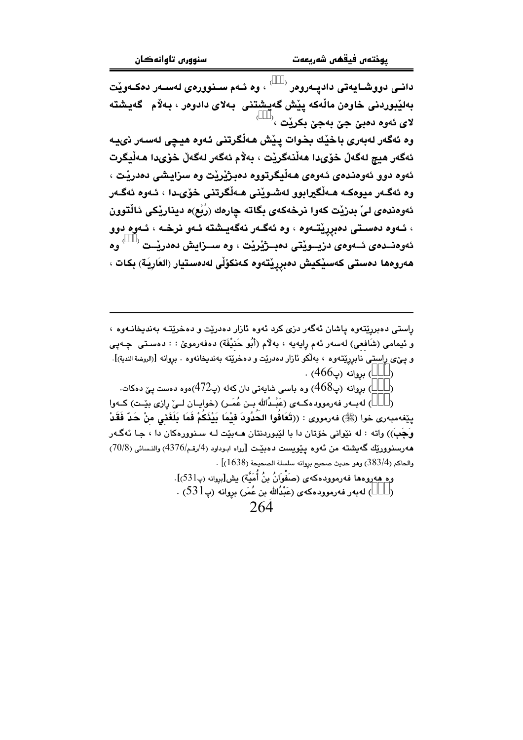دانـی دووشـایەتی دادپـەروەر ( ) ، وە ئـەم سـنوورەی لەسـەر دەکـەوێت بەلێبوردنی خاوەن ماڵەکە پێش گەیشتنی بەلای دادوەر ، بەڵام گەیشتە لای ئەوە دەبێ جێ بەجێ بکرێت ،( )

وە ئەگەر لەبەری باخێك بخوات پێش هەڵگرتنی ئەوە هیچی لەسەر نییە ئەگەر هیچ لەگەڵ خۆیدا هەڵنەگرێت ، بەڵام ئەگەر لەگەڵ خۆیدا هەڵیگرت ئەوە دوو ئەوەندەی ئەوەی هەڵیگرتووە دەبژێرێت وە سزایشی دەدرێت ، وە ئەگەر میوەکە هەڵگیرابوو لەشوێنی هەڵگرتنی خۆیدا ، ئەوە ئەگەر ئەوەندەی لێ بدزێت کەوا نرخەکەی بگاتە چارەك (رُبْع)ە دینارێکی ئاڵتوون ، ئەوە دەستی دەبڕدرێتەوە ، وە ئەگەر نەگەیشتە ئەو نرخە ، ئەوە دوو ئەوەندەی ئەوەی دزیوێتی دەبژێرێت ، وە سزایش دەدرێت ( ) وە هەروەها دەستی کەسێکیش دەبڕدرێتەوە کەنکۆڵی لەدەستیار (العَارِيَة) بکات ،

---

ڕاستی دەبڕدرێتەوە پاشان ئەگەر دزی کرد ئەوە ئازار دەدرێت و دەخرێتە بەندیخانەوە ، و ئیمامی (شَافعي) لەسەر ئەم ڕایەیە ، بەڵام (أَبُو حَنيْفَة) دەفەرموێ : : دەستی چەپی و پێی ڕاستی نابڕدرێتەوە ، بەڵکو ئازار دەدرێت و دەخرێتە بەندیخانەوە . بڕوانە [(الروضة الندية)].

( ) بڕوانە (پ466) .

( ) بڕوانە (پ468) وە باسی شایەتی دان کەلە (پ472)ەوە دەست پێ دەکات.

( ) لەبەر فەرموودەکەی (عَبْدُالله بـن عُمَـر) (خوایـان لـێ ڕازی بێـت) کـەوا پێغەمبەری خوا (ﷺ) فەرمووی : ((**تَعَافُوا الحُدُودَ فِيْمَا بَيْنَكُمْ فَمَا بَلَغَنِي مِنْ حَدّ فَقَدْ وَجَبَ**)) واتە : لە نێوانی خۆتان دا با لێبوردنتان هەبێت لە سنوورەکان دا ، جا ئەگەر هەرسنوورێك گەیشتە من ئەوە پێویست دەبێت [رواه ابوداود (4/رقم/4376) والنسائي (70/8) والحاكم (383/4) وهو حديث صحيح بروانە سلسلة الصحيحة (1638)] .

وە هەروەها فەرموودەکەی (صَفْوَانُ بنُ أُمَيَّة) یش[بڕوانە (پ531)].

( ) لەبەر فەرموودەکەی (عَبْدُالله بن عُمَر) بڕوانە (پ531) .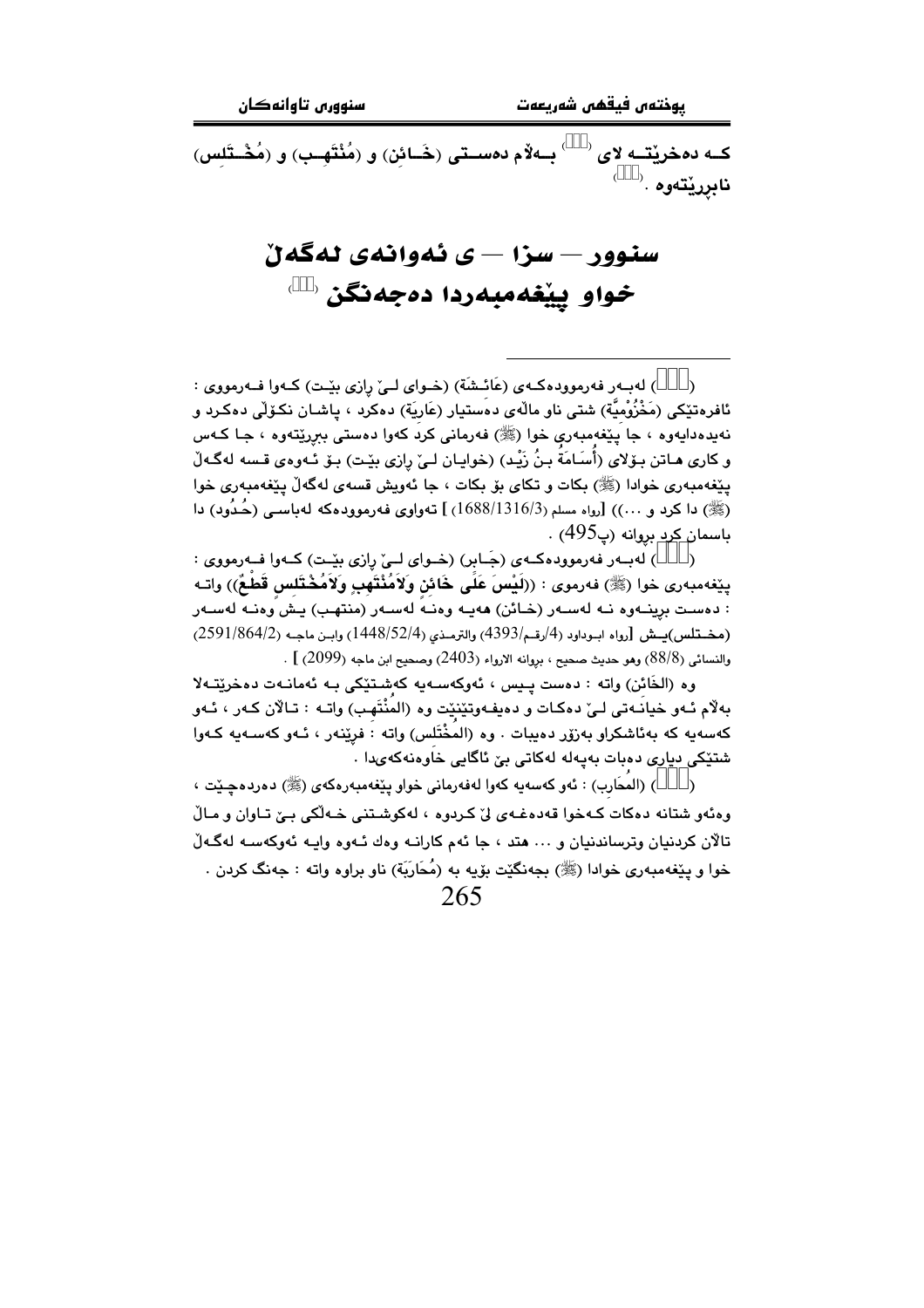کــە دەخرێتــە لای ([][]) بــەڵام دەســتی (خَــائِن) و (مُنْتَهِــب) و (مُخْــتَلِس) نابڕرێتەوە . ([][])

## سنوور — سزا — ی ئەوانەی لەگەڵ خواو پێغەمبەردا دەجەنگن ([][])

---

([][]) لەبــەر فەرموودەکــەی (عَائِـشَة) (خــوای لــێ ڕازی بێــت) کــەوا فــەرمووی : ئافرەتێکی (مَخْزُومِیَّة) شتی ناو ماڵەی دەستیار (عَارِیَة) دەکرد ، پاشـان نکـۆڵی دەکـرد و نەیدەدایەوە ، جا پێغەمبەری خوا (ﷺ) فەرمانی کرد کەوا دەستی ببڕرێتەوە ، جـا کـەس و کاری هـاتن بـۆلای (أُسَامَةُ بـنُ زَیْـد) (خوایـان لـێ ڕازی بێت) بـۆ ئـەوەی قـسە لەگـەڵ پێغەمبەری خوادا (ﷺ) بکات و تکای بۆ بکات ، جا ئەویش قسەی لەگەڵ پێغەمبەری خوا (ﷺ) دا کرد و ...)) [رواه مسلم (1688/1316/3)] تەواوی فەرموودەکە لەباسـی (حُـدُود) دا باسمان کرد بڕوانە (پ495) .

([][]) لەبــەر فەرموودەکــەی (جَـابِر) (خــوای لــێ ڕازی بێــت) کــەوا فــەرمووی : پێغەمبەری خوا (ﷺ) فەرموی : ((**لَیْسَ عَلَى خَائِنٍ وَلاَمُنْتَهِبٍ وَلاَمُخْتَلِسٍ قَطْعٌ**)) واتـە : دەسـت بڕینــەوە نــە لەســەر (خـائن) هەیــە وەنــە لەســەر (منتهب) یـش وەنــە لەســەر (مخـتلس)یــش [رواه ابـوداود (4/رقـم/4393) والترمـذي (1448/52/4) وابـن ماجـه (2591/864/2) والنسائی (88/8) وهو حدیث صحیح ، بروانە الارواء (2403) وصحیح ابن ماجه (2099) ] .

وە (الخَائِن) واتە : دەست پـیس ، ئەوکەسـەیە کەشـتێکی بـە ئەمانـەت دەخرێتـەلا بەڵام ئـەو خیانـەتی لـێ دەکـات و دەیفـەوتێنێت وە (المُنْتَهِب) واتـە : تـاڵان کـەر ، ئـەو کەسەیە کە بەئاشکراو بەزۆر دەیبات . وە (المُخْتَلِس) واتە : فڕێنەر ، ئـەو کەسـەیە کـەوا شتێکی دیاری دەبات بەپەلە لەکاتی بێ ئاگایی خاوەنەکەیدا .

([][]) (المُحَارِب) : ئەو کەسەیە کەوا لەفەرمانی خواو پێغەمبەرەکەی (ﷺ) دەردەچـێت ، وەئەو شتانە دەکات کـەخوا قەدەغـەی لێ کـردوە ، لەکوشـتنی خـەڵکی بـێ تـاوان و مـاڵ تاڵان کردنیان وترساندنیان و ... هتد ، جا ئەم کارانـە وەك ئـەوە وایـە ئەوکەسـە لەگـەڵ خوا و پێغەمبەری خوادا (ﷺ) بجەنگێت بۆیە بە (مُحَارَبَة) ناو براوە واتە : جەنگ کردن .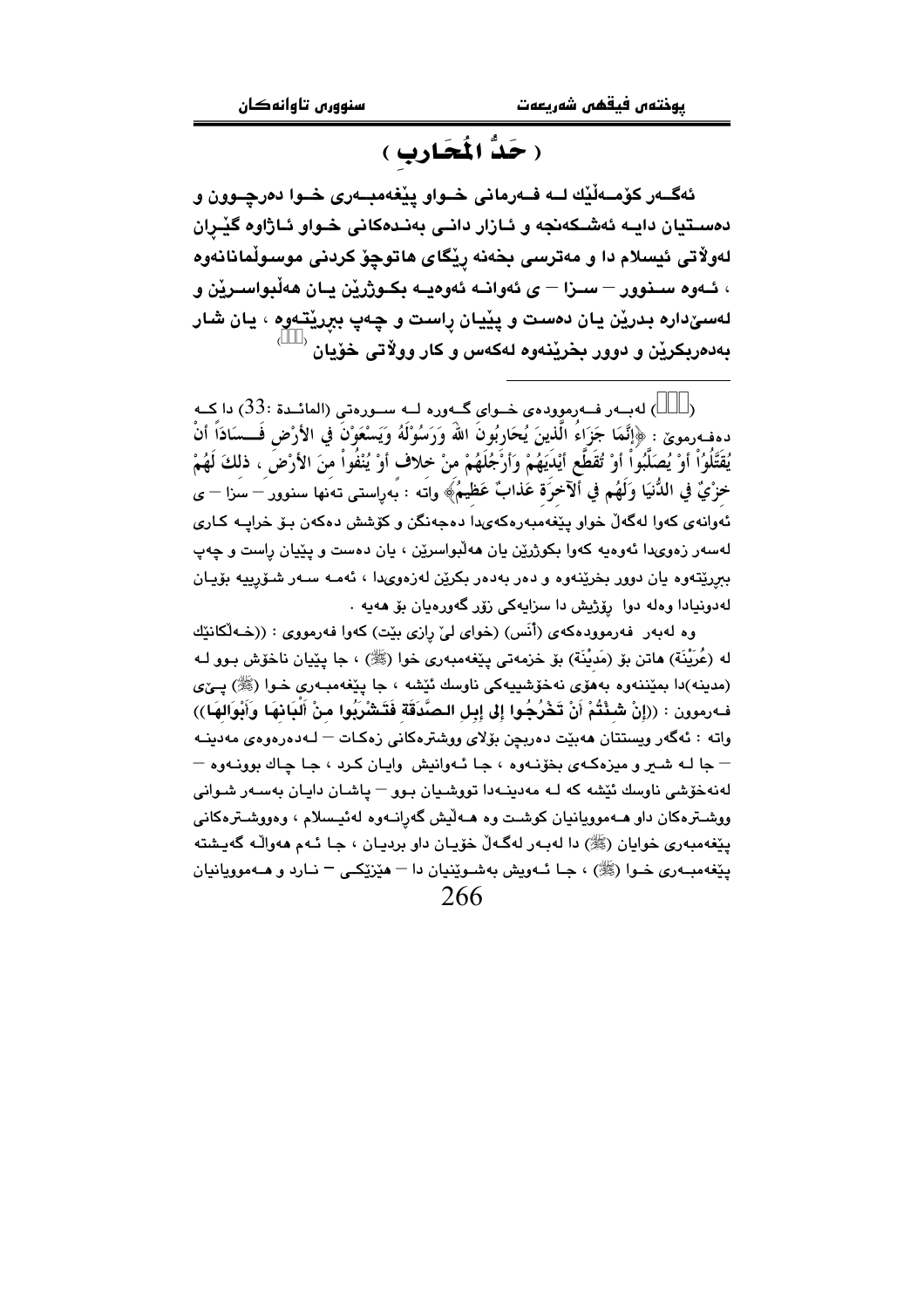# ( حَدُّ المُحَارِب )

**ئەگـەر كۆمـەڵێك لـە فـەرمانی خـواو پێغەمبـەری خـوا دەرچـوون و دەسـتيان دايـە ئەشـكەنجە و ئـازار دانـی بەنـدەكانی خـواو ئـاژاوە گێـڕان لەوڵاتی ئيسلام دا و مەترسی بخەنە ڕێگای هاتوچۆ كردنی موسوڵمانانەوە ، ئـەوە سـنوور – سـزا – ی ئەوانـە ئەوەيـە بكـوژرێن يـان هەڵبواسـرێن و لەسێدارە بدرێن يان دەست و پێيان ڕاست و چەپ ببڕێتەوە ، يان شار بەدەربكرێن و دوور بخرێنەوە لەكەس و كار ووڵاتی خۆيان [ ]**

---

( ) لەبـەر فـەرموودەی خـوای گـەورە لـە سـورەتی (المائـدة :33) دا كـە دەفـەرموێ : ﴿إِنَّمَا جَزَاءُ الَّذِينَ يُحَارِبُونَ اللهَ وَرَسُوْلَهُ وَيَسْعَوْنَ فِي الأَرْضِ فَسَادَاً أَنْ يُقَتَّلُوْاْ أَوْ يُصَلَّبُواْ أَوْ تُقَطَّعِ أَيْدَيْهُمْ وَأَرْجُلُهُمْ مِنْ خلاف أَوْ يُنْفُواْ مِنَ الأَرْضِ ، ذلكَ لَهُمْ خِزْيٌ فِي الدُّنيَا وَلَهُم فِي الآخِرَةِ عَذَابٌ عَظِيمٌ﴾ واتە : بەڕاستی تەنها سنوور – سزا – ی ئەوانەی كەوا لەگەڵ خواو پێغەمبەرەكەیدا دەجەنگن و كۆشش دەكەن بۆ خراپـە كـاری لەسەر زەویدا ئەوەيە كەوا بكوژرێن يان هەڵبواسرێن ، يان دەست و پێيان ڕاست و چەپ ببڕێتەوە يان دوور بخرێنەوە و دەر بەدەر بكرێن لەزەویدا ، ئەمـە سـەر شـۆڕييە بۆيـان لەدونيادا وەلە دوا ڕۆژيش دا سزايەكی زۆر گەورەيان بۆ هەيە .

وە لەبەر فەرموودەكەی (أَنَس) (خوای لێ ڕازی بێت) كەوا فەرمووی : ((خـەڵكانێك لە (عُرَيْنَة) هاتن بۆ (مَدِيْنَة) بۆ خزمەتی پێغەمبەری خوا (ﷺ) ، جا پێيان ناخۆش بـوو لـە (مدينە)دا بمێننەوە بەهۆی نەخۆشييەكی ناوسك ئێشە ، جا پێغەمبـەری خـوا (ﷺ) پـێی فـەرموون : ((إِنْ شِئْتُمْ أَنْ تَخْرُجُوا إِلى إِبِلِ الصَّدَقَةِ فَتَشْرَبُوا مِنْ أَلْبَانِهَا وَأَبْوَالِهَا)) واتە : ئەگەر ويستتان هەبێت دەربچن بۆلای ووشترەكانی زەكـات – لـەدەرەوەی مەدينـە – جا لـە شـیر و میزەكـەی بخۆنـەوە ، جـا ئـەوانيش وايـان كـرد ، جـا چـاك بوونـەوە – لەنەخۆشی ناوسك ئێشە كە لـە مەدينـەدا تووشـيان بـوو – پاشـان دايـان بەسـەر شـوانی ووشـترەكان داو هـەموويانيان كوشـت وە هـەڵيش گەڕانـەوە لەئيـسلام ، وەووشـترەكانی پێغەمبەری خوايان (ﷺ) دا لەبـەر لەگەڵ خۆيـان داو برديـان ، جـا ئـەم هەواڵـە گەيـشتە پێغەمبـەری خـوا (ﷺ) ، جـا ئـەويش بەشـوێنيان دا – هێزێكـی – نـارد و هـەموويانيان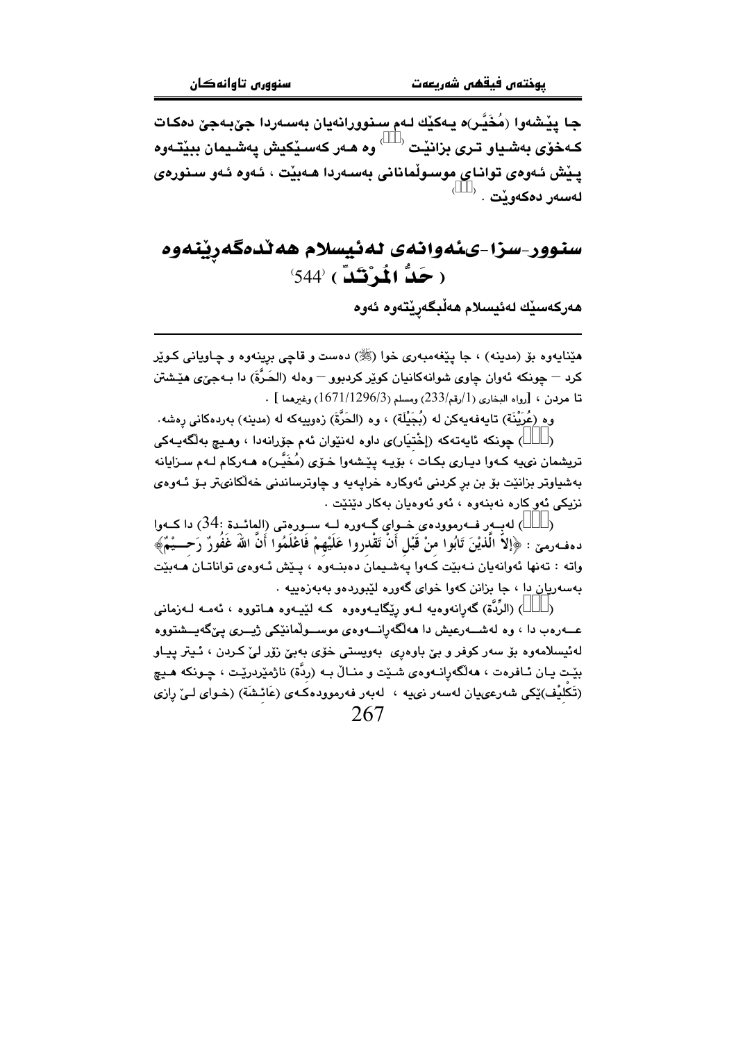جا پێشەوا (مُخَيَّر)ە یەکێك لەم سنوورانەیان بەسەردا جێبەجێ دەکات کەخۆی بەشیاو تری بزانێت [ ] وە هەر کەسێکیش پەشیمان ببێتەوە پێش ئەوەی توانای موسوڵمانانی بەسەردا هەبێت ، ئەوە ئەو سنورەی لەسەر دەکەوێت . [ ]

## سنوور-سزا-ی ئەوانەی لەئیسلام هەڵدەگەڕێنەوە ( حَدُّ المُرْتَدِّ ) [544]

هەرکەسێك لەئیسلام هەڵبگەڕێتەوە ئەوە

---

هێنایەوە بۆ (مدینه) ، جا پێغەمبەری خوا (ﷺ) دەست و قاچی برینەوە و چاویانی کوێر کرد – چونکە ئەوان چاوی شوانەکانیان کوێر کردبوو – وەلە (الحَرَّة) دا بەجێی هێشتن تا مردن ، [رواه البخاري (1/رقم/233) ومسلم (1671/1296/3) وغيرهما ] .

وە (عُرَيْنَة) تایەفەیەکن لە (بُجَيْلَة) ، وە (الحَرَّة) زەوییەکە لە (مدینه) بەردەکانی ڕەشە.

( ) چونکە ئایەتەکە (إِخْتِيَار)ی داوە لەنێوان ئەم جۆرانەدا ، وهیچ بەڵگەیەکی تریشمان نییە کەوا دیاری بکات ، بۆیە پێشەوا خۆی (مُخَيَّر)ە هەرکام لەم سزایانە بەشیاوتر بزانێت بۆ بن بڕ کردنی ئەوکارە خراپەیە و چاوترساندنی خەڵکانی‌تر بۆ ئەوەی نزیکی ئەو کارە نەبنەوە ، ئەو ئەوەیان بەکار دێنێت .

( ) لەبەر فەرموودەی خوای گەورە لە سورەتی (المائدة :34) دا کەوا دەفەرمێ : ﴿إِلاَّ الَّذِيْنَ تَابُوا مِنْ قَبْلِ أَنْ تَقْدِروا عَلَيْهِمْ فَاعْلَمُوا أَنَّ اللهَ غَفُورٌ رَحِــيْمٌ﴾ واتە : تەنها ئەوانەیان نەبێت کەوا پەشیمان دەبنەوە ، پێش ئەوەی تواناتان هەبێت بەسەریان دا ، جا بزانن کەوا خوای گەورە لێبوردەو بەبەزەییە .

( ) (الرِّدَّة) گەڕانەوەیە لەو ڕێگایەوەوە کە لێیەوە هاتووە ، ئەمە لەزمانی عەرەب دا ، وە لەشەرعیش دا هەڵگەڕانەوەی موسوڵمانێکی ژیری پێگەیشتووە لەئیسلامەوە بۆ سەر کوفر و بێ باوەڕی بەویستی خۆی بەبێ زۆر لێ کردن ، ئیتر پیاو بێت یان ئافرەت ، هەڵگەڕانەوەی شێت و منداڵ بە (رِدَّة) ناژمێردرێت ، چونکە هیچ (تَكْلِيْف)ێکی شەرعییان لەسەر نییە ، لەبەر فەرموودەکەی (عَائِشَة) (خوای لێ ڕازی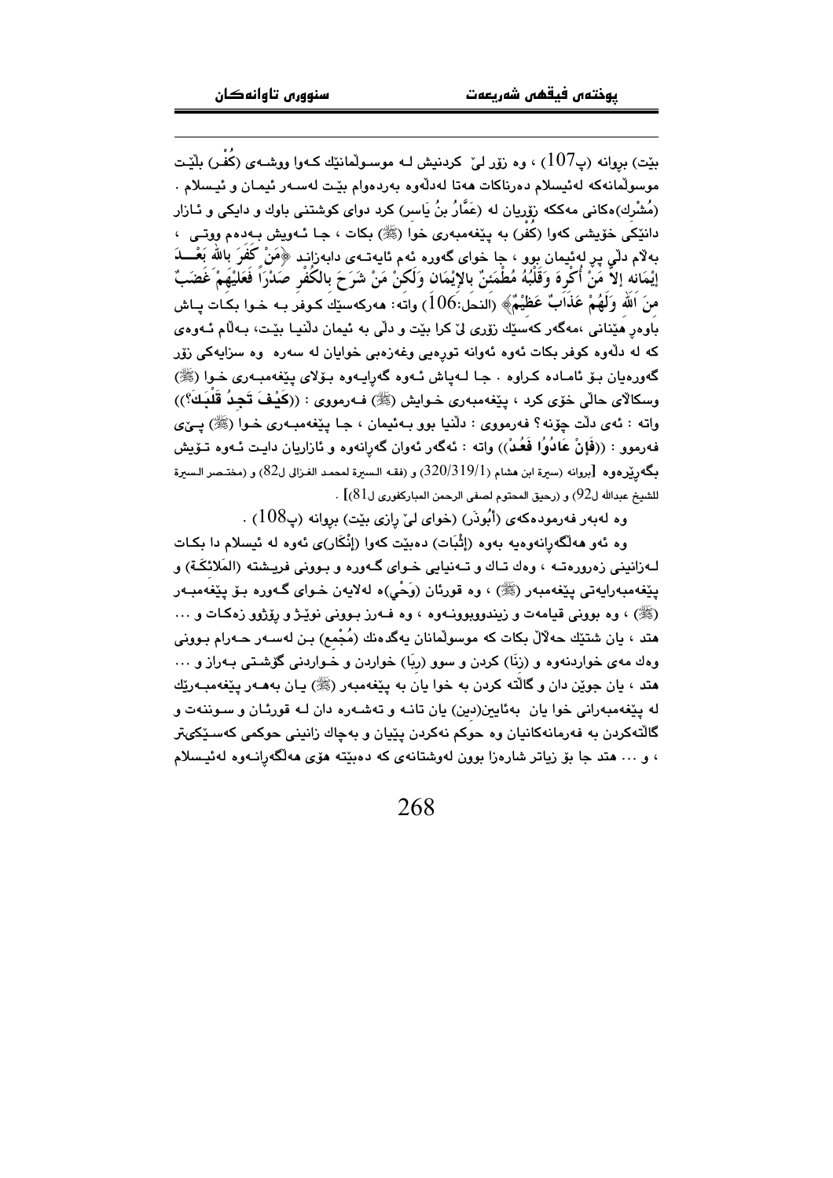بێت) بڕوانە (پ107) ، وە زۆر لێ کردنیش لـە موسـوڵمانێك کـەوا ووشـەی (کُفْـر) بڵێـت موسوڵمانەکە لەئیسلام دەرناکات هەتا لەدڵەوە بەردەوام بێـت لەسـەر ئیمـان و ئیـسلام . (مُشْرِك)ەکانی مەککە زۆریان لە (عَمَّارُ بنُ يَاسِر) کرد دوای کوشتنی باوك و دایکی و ئـازار دانێکی خۆیشی کەوا (کُفْر) بە پێغەمبەری خوا (ﷺ) بکات ، جـا ئـەویش بـەدەم ووتـی ، بەلام دڵی پڕ لەئیمان بوو ، جا خوای گەورە ئەم ئایەتـەی دابەزانـد ﴿مَنْ كَفَرَ بِاللَّهِ بَعْـدَ إِيْمَانِهِ إِلاَّ مَنْ أُكْرِهَ وَقَلْبُهُ مُطْمَئِنٌّ بِالإِيْمَانِ وَلَكِنْ مَنْ شَرَحَ بِالْكُفْرِ صَدْرًا فَعَلَيْهِمْ غَضَبٌ مِنَ اللَّهِ وَلَهُمْ عَذَابٌ عَظِيْمٌ﴾ (النحل:106) واتە: هەرکەسێك کـوفر بـە خـوا بکـات پـاش باوەڕ هێنانی ،مەگەر کەسێك زۆری لێ کرا بێت و دڵی بە ئیمان دڵنیـا بێـت، بـەڵام ئـەوەی کە لە دڵەوە کوفر بکات ئەوە ئەوانە تووڕەیی وغەزەبی خوایان لە سەرە وە سزایەکی زۆر گەورەیان بۆ ئامادە کـراوە . جـا لـەپاش ئـەوە گەڕایـەوە بـۆلای پێغەمبـەری خـوا (ﷺ) وسکالای حاڵی خۆی کرد ، پێغەمبەری خـوایش (ﷺ) فـەرمووی : ((**كَيْفَ تَجِدُ قَلْبَكَ؟**)) واتە : ئەی دڵت چۆنە؟ فەرمووی : دڵنیا بوو بـەئیمان ، جـا پێغەمبـەری خـوا (ﷺ) پـێی فەرموو : ((**فَإِنْ عَادُوا فَعُدْ**)) واتە : ئەگەر ئەوان گەڕانەوە و ئازاریان دایـت ئـەوە تـۆیش بگەڕێرەوە [بڕوانە (سيرة ابن هشام (320/319/1) و (فقـه السيرة لمحمد الغزالي ل82) و (مختـصر السيرة للشيخ عبدالله ل92) و (رحيق المحتوم لصفي الرحمن المباركفوري ل81)] .

وە لەبەر فەرمودەکەی (أَبُوذَر) (خوای لێ ڕازی بێت) بڕوانە (پ108) .

وە ئەو هەڵگەڕانەوەیە بەوە (إِثْبَات) دەبێت کەوا (إِنْكَار)ی ئەوە لە ئیسلام دا بکـات لـەزانینی زەرورەتـە ، وەك تـاك و تـەنیایی خـوای گـەورە و بـوونی فریـشتە (المَلائكَة) و پێغەمبەرایەتی پێغەمبەر (ﷺ) ، وە قورئان (وَحْي)ە لەلایەن خـوای گـەورە بـۆ پێغەمبـەر (ﷺ) ، وە بوونی قیامەت و زیندووبوونـەوە ، وە فـەرز بـوونی نوێـژ و ڕۆژوو زەکـات و ... هتد ، یان شتێك حەڵاڵ بکات کە موسوڵمانان یەگدەنك (مُجْمِع) بـن لەسـەر حـەرام بـوونی وەك مەی خواردنەوە و (زِنَا) کردن و سوو (رِبَا) خواردن و خـواردنی گۆشـتی بـەراز و ... هتد ، یان جوێن دان و گاڵتە کردن بە خوا یان بە پێغەمبەر (ﷺ) یـان بەهـەر پێغەمبـەرێك لە پێغەمبەرانی خوا یان بەئایین(دین) یان تانـە و تەشـەرە دان لـە قورئـان و سـوننەت و گاڵتەکردن بە فەرمانەکانیان وە حوکم نەکردن پێیان و بەچاك زانینی حوکمی کەسـێکیتر ، و ... هتد جا بۆ زیاتر شارەزا بوون لەوشتانەی کە دەبێتە هۆی هەڵگەڕانـەوە لەئیـسلام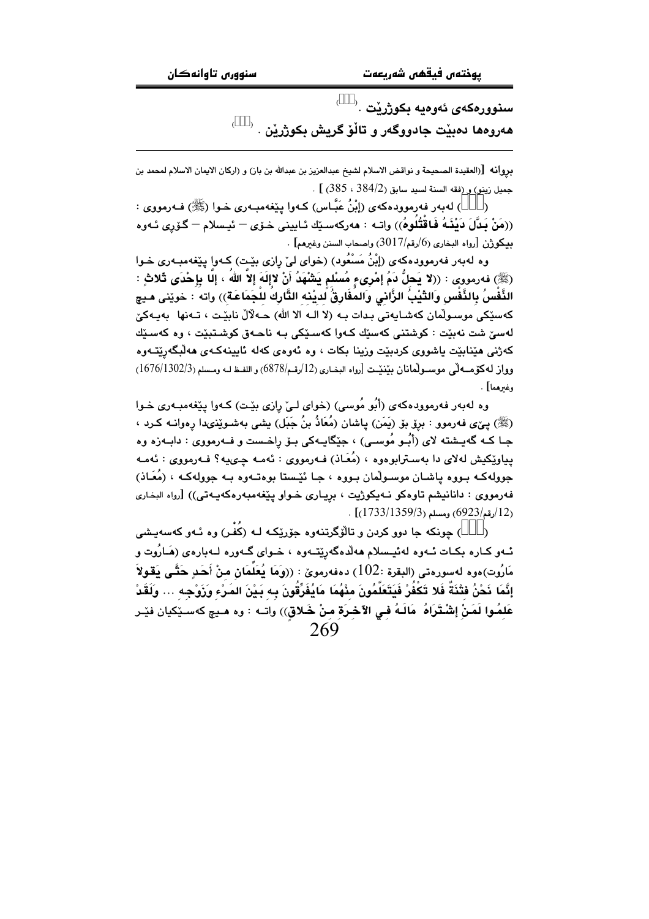سنوورەكەی ئەوەیە بكوژرێت .[٢٦٦]

هەروەها دەبێت جادووگەر و تاڵۆ گریش بكوژرێن .[٢٦٧]

---

بروانە [(العقيدة الصحيحة و نواقض الاسلام لشيخ عبدالعزيز بن عبدالله بن باز) و (اركان الايمان الاسلام لمحمد بن جميل زينو) و (فقه السنة لسيد سابق (384/2 ، 385) ] .

([٢٦٦]) لەبەر فەرموودەكەی (إِبْنُ عَبَّـاس) كـەوا پێغەمبـەری خـوا (ﷺ) فـەرمووی : ((مَنْ بَدَّلَ دَيْنَـهُ فَاقْتُلُوهُ)) واتـە : هەركەسـێك ئـایینی خـۆی – ئیـسلام – گـۆڕی ئـەوە بیكوژن [رواه البخاري (6/رقم/3017) واصحاب السنن وغيرهم] .

وە لەبەر فەرموودەكەی (إِبْنُ مَسْعُود) (خوای لێ ڕازی بێت) كـەوا پێغەمبـەری خـوا (ﷺ) فەرمووی : ((لا يَحِلُّ دَمُ إمْرِىءٍ مُسْلِمٍ يَشْهَدُ أَنْ لاإِلَهَ إِلاَّ اللهُ ، إِلَّا بِإِحْدَى ثَلاثٍ : النَّفْسُ بِالنَّفْسِ وَالثَّيْبُ الزَّانِي وَالمُفَارِقُ لِدِيْنِه التَّارِكُ لِلْجَمَاعَةِ)) واتە : خوێنی هـیچ كەسێكی موسـوڵمان كەشـایەتی بدات بـە (لا الـه الا الله) حـەڵاڵ نابێـت ، تـەنها بەیـەكێ لەسێ شت نەبێت : كوشتنی كەسێك كـەوا كەسـێكی بـە ناحـەق كوشـتبێت ، وە كەسـێك كەژنی هێنابێت یاشووی كردبێت وزینا بكات ، وە ئەوەی كەلە ئایینەكـەی هەڵبگەڕێتـەوە وواز لەكۆمــەڵی موسـوڵمانان بێنێـت [رواه البخـاري (12/رقـم/6878) و اللفـظ لـه ومـسلم (1676/1302/3) وغيرهما] .

وە لەبەر فەرموودەكەی (أَبُو مُوسى) (خوای لـێ ڕازی بێـت) كـەوا پێغەمبـەری خـوا (ﷺ) پـێی فەرموو : برۆ بۆ (يَمَن) پاشان (مُعَاذُ بنُ جَبَل) یشی بەشـوێنیدا ڕەوانـە كـرد ، جـا كـە گەیـشتە لای (أَبُـو مُوسـى) ، جێگایـەكی بـۆ ڕاخـست و فـەرمووی : دابـەزە وە پیاوێكیش لەلای دا بەسـترابووەوە ، (مُعَـاذ) فـەرمووی : ئەمـە چـیە؟ فـەرمووی : ئەمـە جوولەكـە بـووە پاشـان موسـوڵمان بـووە ، جـا ئێـستا بوەتـەوە بـە جوولەكـە ، (مُعَـاذ) فەرمووی : دانانیشم تاوەكو نـەیكوژیت ، بڕیـاری خـواو پێغەمبەرەكەیـەتی)) [رواه البخاري (12/رقم/6923) ومسلم (1733/1359/3)] .

([٢٦٧]) چونكە جا دوو كردن و تاڵۆگرتنەوە جۆرێكـە لـە (كُفْر) وە ئـەو كەسەیـشی ئـەو كـارە بكـات ئـەوە لەئیـسلام هەڵدەگەڕێتـەوە ، خـوای گـەورە لـەبارەی (هَـارُوت و مَارُوت)ەوە لەسورەتی (البقرة :102) دەفەرموێ : ((وَمَا يُعَلِّمَانِ مِنْ أَحَدٍ حَتَّى يَقولاَ إِنَّمَا نَحْنُ فِتْنَةٌ فَلا تَكْفُرْ فَيَتَعَلَّمُونَ مِنْهُمَا مَايُفَرِّقُونَ بِه بَيْنَ المَرْءِ وَزَوْجِه ... وَلَقَدْ عَلِمُوا لَمَنْ إِشْتَرَاهُ مَالَـهُ فِي الآخِـرَةِ مِنْ خَلاقٍ)) واتـە : وە هـیچ كەسـێكیان فێـر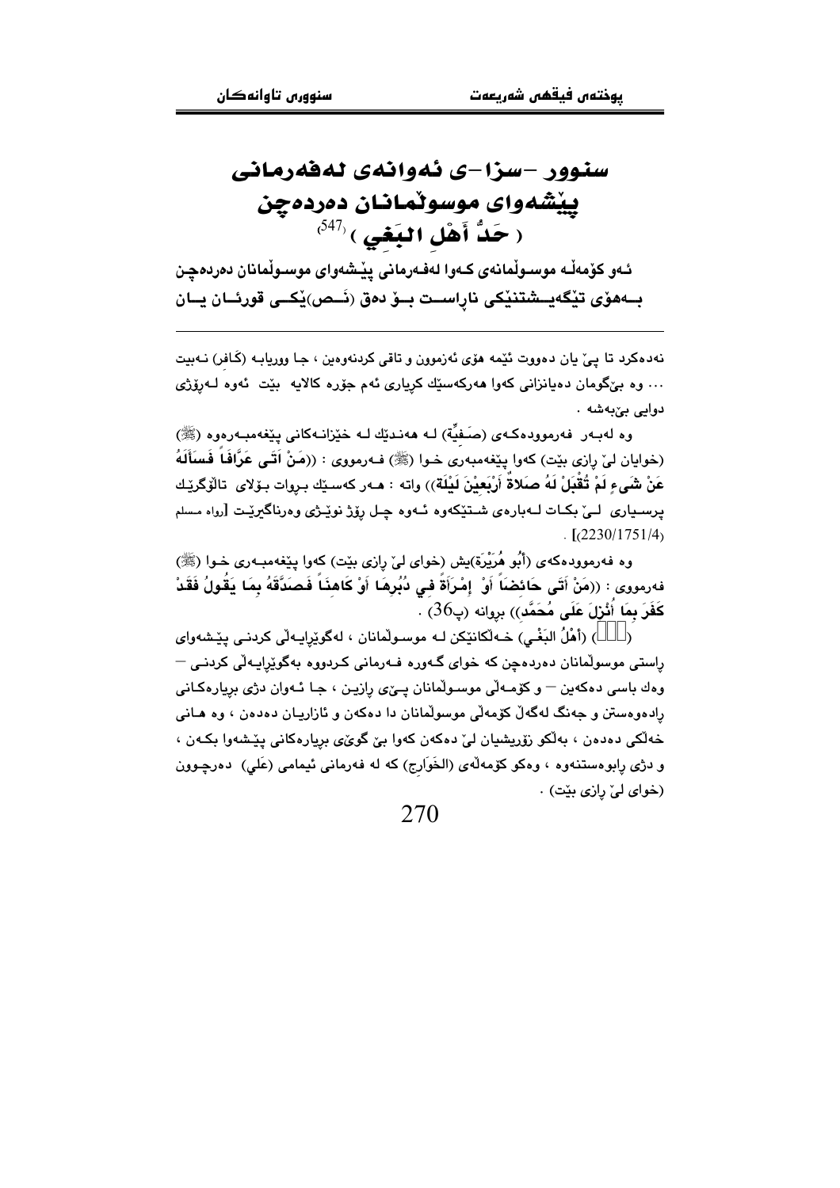# سنوور –سزا–ی ئەوانەی لەفەرمانی پێشەوای موسوڵمانان دەردەچن
## ( حَدُّ أَهْلِ البَغْيِ ) [547]

ئەو کۆمەڵە موسوڵمانەی کەوا لەفەرمانی پێشەوای موسوڵمانان دەردەچن بەهۆی تێگەیشتنێکی ناڕاست بۆ دەق (نَص)ێکی قورئان یان

---

نەدەکرد تا پێ یان دەووت ئێمە هۆی ئەزموون و تاقی کردنەوەین ، جا وریابە (کافر) نەبیت ... وە بێگومان دەیانزانی کەوا هەرکەسێك کڕیاری ئەم جۆرە کالایە بێت ئەوە لەڕۆژی دوایی بێبەشە .

وە لەبەر فەرموودەکەی (صَفِیِّة) لە هەندێك لە خێزانەکانی پێغەمبەرەوە (ﷺ) (خوایان لێ ڕازی بێت) کەوا پێغەمبەری خوا (ﷺ) فەرمووی : ((**مَنْ اَتَى عَرَّافَاً فَسَأَلَهُ عَنْ شَىءٍ لَمْ تُقْبَلْ لَهُ صَلاةٌ أَرْبَعِيْنَ لَيْلَة**)) واتە : هەر کەسێك بڕوات بۆلای تالۆگرێك پرسیاری لێ بکات لەبارەی شتێکەوە ئەوە چل ڕۆژ نوێژی وەرناگیرێت [رواه مسلم (2230/1751/4)] .

وە فەرموودەکەی (أَبُو هُرَيْرَة)یش (خوای لێ ڕازی بێت) کەوا پێغەمبەری خوا (ﷺ) فەرمووی : ((**مَنْ أَتَى حَائِضَاً أَوْ إِمْرَأَةً فِي دُبُرِهَا أَوْ كَاهِنَاً فَصَدَّقَهُ بِمَا يَقُولُ فَقَدْ كَفَرَ بِمَا أُنْزِلَ عَلَى مُحَمَّد**)) بڕوانە (پ36) .

([547]) (أَهْلُ البَغْيِ) خەڵكانێكن لە موسوڵمانان ، لەگوێڕایەڵی کردنی پێشەوای ڕاستی موسوڵمانان دەردەچن کە خوای گەورە فەرمانی کردووە بەگوێڕایەڵی کردنی – وەك باسی دەکەین – و کۆمەڵی موسوڵمانان پێی ڕازین ، جا ئەوان دژی بڕیارەکانی ڕادەوەستن و جەنگ لەگەڵ کۆمەڵی موسوڵمانان دا دەکەن و ئازاریان دەدەن ، وە هانی خەڵکی دەدەن ، بەڵکو زۆریشیان لێ دەکەن کەوا بێ گوێی بڕیارەکانی پێشەوا بکەن ، و دژی ڕابوەستنەوە ، وەکو کۆمەڵەی (الخَوَارِج) کە لە فەرمانی ئیمامی (عَلي) دەرچوون (خوای لێ ڕازی بێت) .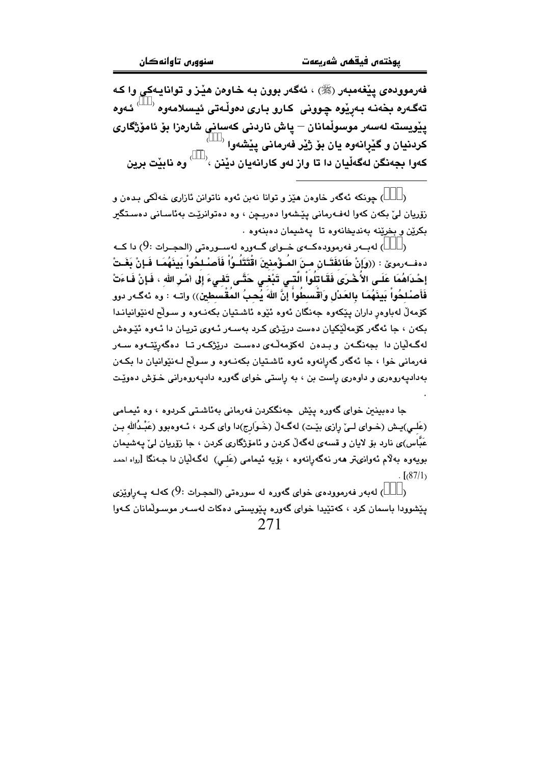فەرموودەی پێغەمبەر (ﷺ) ، ئەگەر بوون بە خاوەن هێز و توانایەکی وا کە تەگەرە بخەنە بەرێوە چوونی کارو باری دەوڵەتی ئیسلامەوە [ ] ئەوە پێویستە لەسەر موسوڵمانان – پاش ناردنی کەسانی شارەزا بۆ ئامۆژگاری کردنیان و گێڕانەوە یان بۆ ژێر فەرمانی پێشەوا [ ] کەوا بجەنگن لەگەڵیان دا تا واز لەو کارانەیان دێنن ، [ ] وە نابێت برین

---

( ) چونکە ئەگەر خاوەن هێز و توانا نەبن ئەوە ناتوانن ئازاری خەڵکی بدەن و زۆریان لێ بکەن کەوا لەفەرمانی پێشەوا دەربچن ، وە دەتوانرێت بەئاسانی دەستگیر بکرێن و بخرێنە بەندیخانەوە تا پەشیمان دەبنەوە .

( ) لەبەر فەرموودەکەی خوای گەورە لەسورەتی (الحجرات :9) دا کە دەفەرموێ : ((وَإِنْ طَائِفَتَانِ مِنَ المُؤْمِنِينَ اقْتَتَلُوا فَأَصْلِحُوا بَيْنَهُمَا فَإِنْ بَغَتْ إِحْدَاهُمَا عَلَى الأُخْرَى فَقَاتِلُوا الَّتِي تَبْغِي حَتَّى تَفِيءَ إِلَى أَمْرِ اللهِ ، فَإِنْ فَاءَتْ فَأَصْلِحُوا بَيْنَهُمَا بِالعَدْلِ وَأَقْسِطُوا إِنَّ اللهَ يُحِبُّ المُقْسِطِينَ)) واتە : وە ئەگەر دوو کۆمەڵ لەباوەڕداران پێکەوە جەنگان ئەوە ئێوە ئاشتیان بکەنەوە و سوڵح لەنێوانیاندا بکەن ، جا ئەگەر کۆمەڵێکیان دەست درێژی کرد بەسەر ئەوی تریان دا ئەوە ئێوەش لەگەڵیان دا بجەنگەن و بدەن لەکۆمەڵەی دەست درێژکەر تا دەگەڕێتەوە سەر فەرمانی خوا ، جا ئەگەر گەڕانەوە ئەوە ئاشتیان بکەنەوە و سوڵح لەنێوانیان دا بکەن بەدادپەروەری و داوەری ڕاست بن ، بە ڕاستی خوای گەورە دادپەروەرانی خۆش دەوێت .

جا دەبینین خوای گەورە پێش جەنگکردن فەرمانی بەئاشتی کردوە ، وە ئیمامی (عَلي)یش (خوای لێ ڕازی بێت) لەگەڵ (خَوَارِج)دا وای کرد ، ئەوەبوو (عَبْدُالله بن عَبَّاس)ی نارد بۆ لایان و قسەی لەگەڵ کردن و ئامۆژگاری کردن ، جا زۆریان لێ پەشیمان بویەوە بەڵام ئەوانیتر هەر نەگەڕانەوە ، بۆیە ئیمامی (عَلي) لەگەڵیان دا جەنگا [رواه احمد (87/1)] .

( ) لەبەر فەرموودەی خوای گەورە لە سورەتی (الحجرات :9) کەلە پەراوێزی پێشوودا باسمان کرد ، کەتێیدا خوای گەورە پێویستی دەکات لەسەر موسوڵمانان کەوا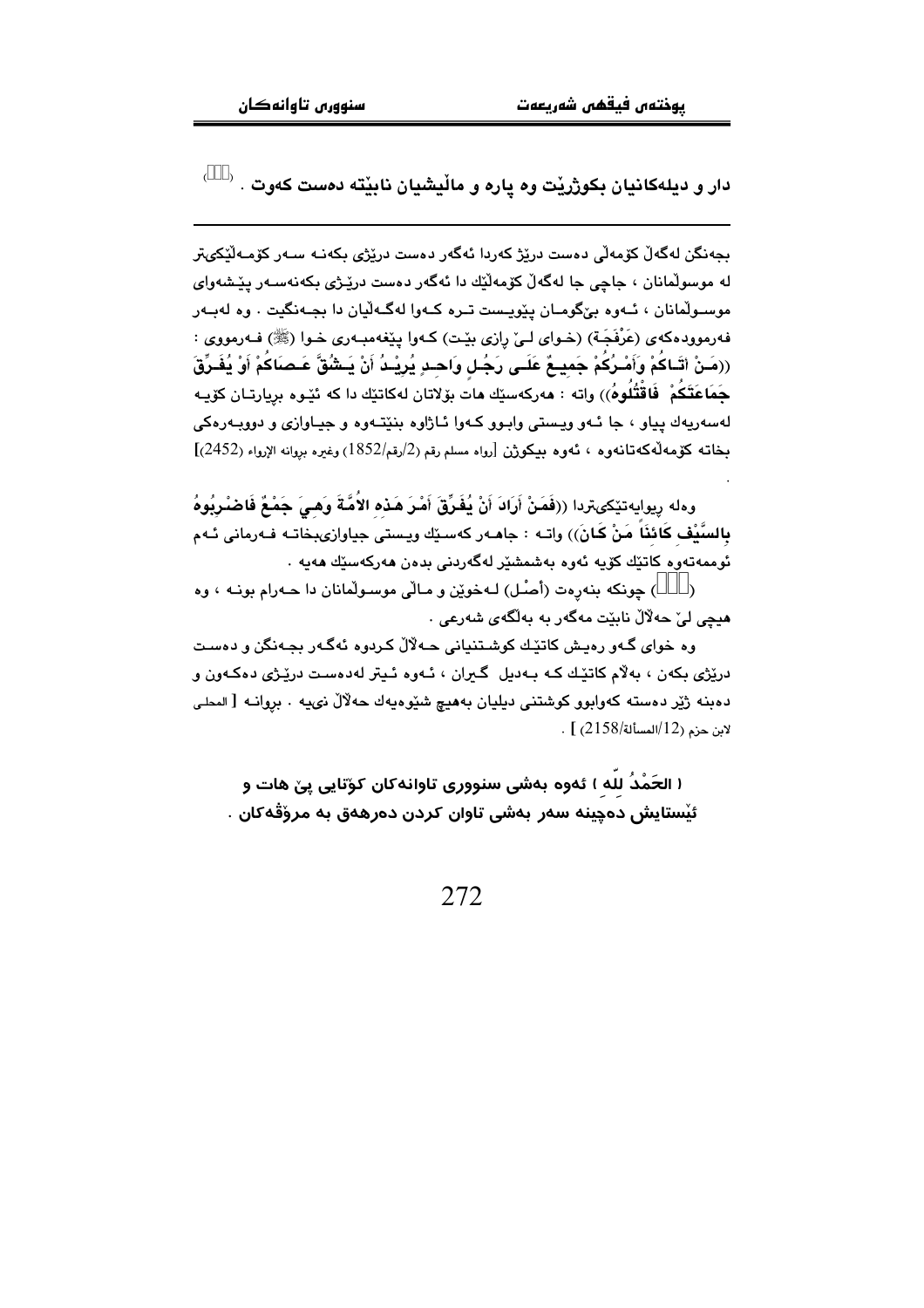دار و دیلەکانیان بکوژرێت وە پارە و ماڵیشیان نابێتە دەست کەوت . (٥٥٥)

---

بجەنگن لەگەڵ کۆمەڵی دەست درێژ کەردا ئەگەر دەست درێژی بکەنە سەر کۆمەڵێکی‌تر لە موسوڵمانان ، جاچی جا لەگەڵ کۆمەڵێك دا ئەگەر دەست درێژی بکەنەسەر پێشەوای موسوڵمانان ، ئەوە بێگومان پێویست ترە کەوا لەگەڵیان دا بجەنگیت . وە لەبەر فەرموودەکەی (عَرْفَجَة) (خوای لێ رازی بێت) کەوا پێغەمبەری خوا (ﷺ) فەرمووی : ((مَنْ أتَاكُمْ وَأَمْرُكُمْ جَمِيعٌ عَلَى رَجُلٍ وَاحِدٍ يُرِيدُ أَنْ يَشُقَّ عَصَاكُمْ أَوْ يُفَرِّقَ جَمَاعَتَكُمْ فَاقْتُلُوهُ)) واتە : هەرکەسێك هات بۆلاتان لەکاتێك دا کە ئێوە بڕیارتان کۆیە لەسەریەك پیاو ، جا ئەو ویستی وابوو کەوا ئاژاوە بنێتەوە و جیاوازی و دووبەرەکی بخاتە کۆمەڵەکەتانەوە ، ئەوە بیکوژن [رواه مسلم رقم (2/رقم/1852) وغيره بروانە الإرواء (2452)]

وەلە ڕیوایەتێکی‌تردا ((فَمَنْ أَرَادَ أَنْ يُفَرِّقَ أَمْرَ هَذِهِ الأُمَّةَ وَهِيَ جَمْعٌ فَاضْرِبُوهُ بِالسَّيْفِ كَائِنًا مَنْ كَانَ)) واتە : جاهەر کەسێك ویستی جیاوازی‌بخاتە فەرمانی ئەم ئوممەتەوە کاتێك کۆیە ئەوە بەشمشێر لەگەردنی بدەن هەرکەسێك هەیە .

(٥٥٥) چونکە بنەڕەت (أصْل) لەخوێن و ماڵی موسوڵمانان دا حەرام بونە ، وە هیچی لێ حەڵاڵ نابێت مەگەر بە بەڵگەی شەرعی .

وە خوای گەو رەیش کاتێك کوشتنیانی حەڵاڵ کردوە ئەگەر بجەنگن و دەست درێژی بکەن ، بەڵام کاتێك کە بەدیل گیران ، ئەوە ئیتر لەدەست درێژی دەکەون و دەبنە ژێر دەستە کەوابوو کوشتنی دیلیان بەهیچ شێوەیەك حەڵاڵ نیە . بروانە [ المحلى لابن حزم (12/المسألة/2158) ] .

**( الحَمْدُ لِلّه ) ئەوە بەشی سنووری تاوانەکان کۆتایی پێ هات و ئێستایش دەچینە سەر بەشی تاوان کردن دەرهەق بە مرۆڤەکان .**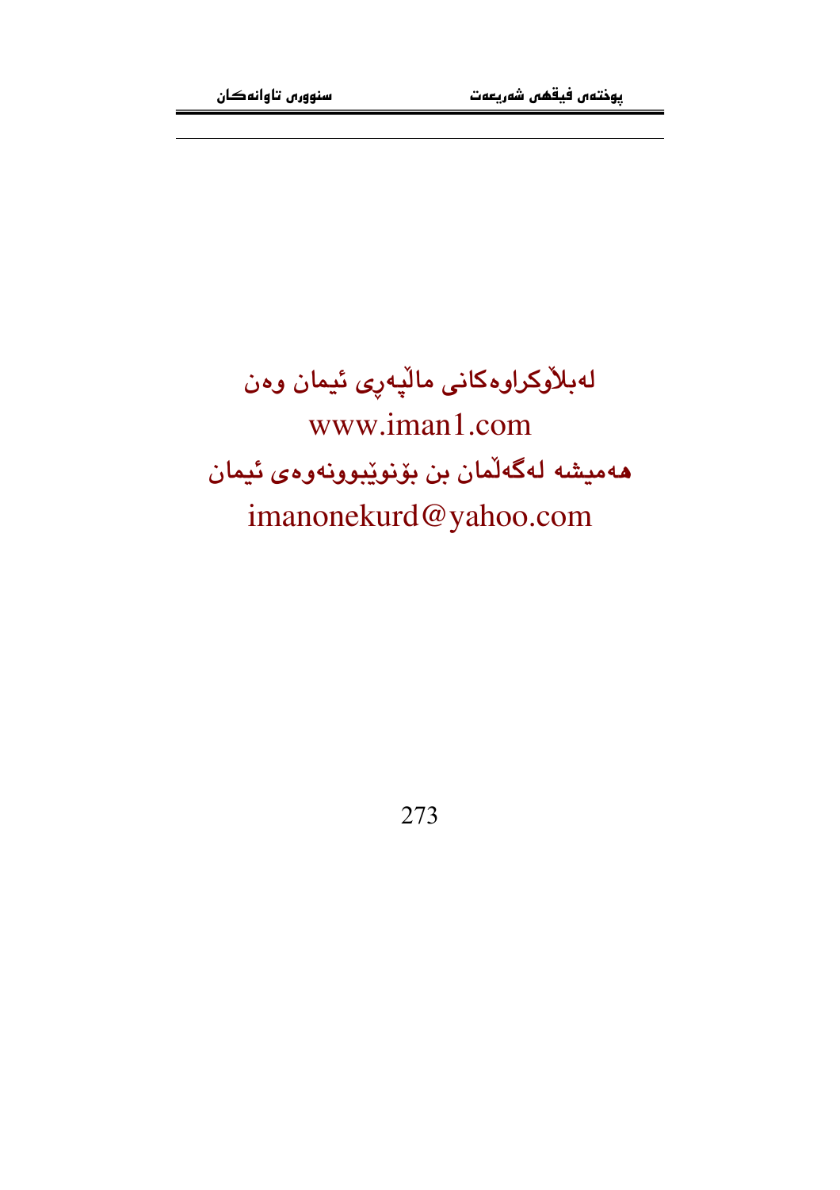لەبلاْوكراوەكانى مالْپەڕى ئيمان وەن

www.iman1.com

هەميشە لەگەڵمان بن بۆنوێبوونەوەى ئيمان

imanonekurd@yahoo.com